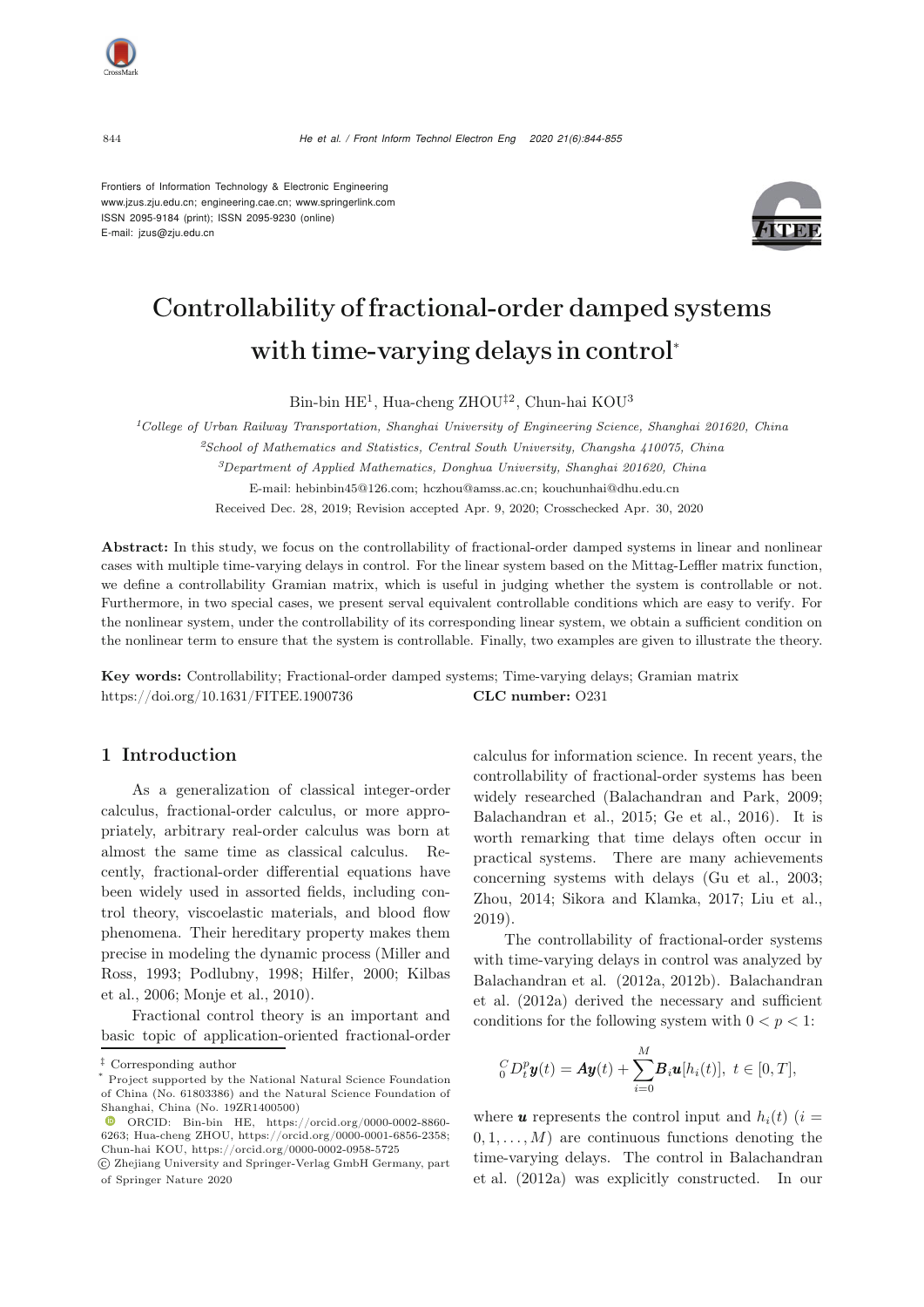Frontiers of Information Technology & Electronic Engineering
www.jzus.zju.edu.cn; engineering.cae.cn; www.springerlink.com
ISSN 2095-9184 (print); ISSN 2095-9230 (online)
E-mail: jzus@zju.edu.cn

# Controllability of fractional-order damped systems with time-varying delays in control*

Bin-bin HE[1], Hua-cheng ZHOU[‡2], Chun-hai KOU[3]

[1]*College of Urban Railway Transportation, Shanghai University of Engineering Science, Shanghai 201620, China*

[2]*School of Mathematics and Statistics, Central South University, Changsha 410075, China*

[3]*Department of Applied Mathematics, Donghua University, Shanghai 201620, China*

E-mail: hebinbin45@126.com; hczhou@amss.ac.cn; kouchunhai@dhu.edu.cn

Received Dec. 28, 2019; Revision accepted Apr. 9, 2020; Crosschecked Apr. 30, 2020

**Abstract:** In this study, we focus on the controllability of fractional-order damped systems in linear and nonlinear cases with multiple time-varying delays in control. For the linear system based on the Mittag-Leffler matrix function, we define a controllability Gramian matrix, which is useful in judging whether the system is controllable or not. Furthermore, in two special cases, we present serval equivalent controllable conditions which are easy to verify. For the nonlinear system, under the controllability of its corresponding linear system, we obtain a sufficient condition on the nonlinear term to ensure that the system is controllable. Finally, two examples are given to illustrate the theory.

**Key words:** Controllability; Fractional-order damped systems; Time-varying delays; Gramian matrix
https://doi.org/10.1631/FITEE.1900736 **CLC number:** O231

## 1 Introduction

As a generalization of classical integer-order calculus, fractional-order calculus, or more appropriately, arbitrary real-order calculus was born at almost the same time as classical calculus. Recently, fractional-order differential equations have been widely used in assorted fields, including control theory, viscoelastic materials, and blood flow phenomena. Their hereditary property makes them precise in modeling the dynamic process (Miller and Ross, 1993; Podlubny, 1998; Hilfer, 2000; Kilbas et al., 2006; Monje et al., 2010).

Fractional control theory is an important and basic topic of application-oriented fractional-order calculus for information science. In recent years, the controllability of fractional-order systems has been widely researched (Balachandran and Park, 2009; Balachandran et al., 2015; Ge et al., 2016). It is worth remarking that time delays often occur in practical systems. There are many achievements concerning systems with delays (Gu et al., 2003; Zhou, 2014; Sikora and Klamka, 2017; Liu et al., 2019).

The controllability of fractional-order systems with time-varying delays in control was analyzed by Balachandran et al. (2012a, 2012b). Balachandran et al. (2012a) derived the necessary and sufficient conditions for the following system with $0 < p < 1$:

$$ {}_0^C D_t^p \boldsymbol{y}(t) = \boldsymbol{A}\boldsymbol{y}(t) + \sum_{i=0}^{M} \boldsymbol{B}_i \boldsymbol{u}[h_i(t)],\ t \in [0, T], $$

where $\boldsymbol{u}$ represents the control input and $h_i(t)$ $(i = 0, 1, \ldots, M)$ are continuous functions denoting the time-varying delays. The control in Balachandran et al. (2012a) was explicitly constructed. In our

‡ Corresponding author

\* Project supported by the National Natural Science Foundation of China (No. 61803386) and the Natural Science Foundation of Shanghai, China (No. 19ZR1400500)

ORCID: Bin-bin HE, https://orcid.org/0000-0002-8860-6263; Hua-cheng ZHOU, https://orcid.org/0000-0001-6856-2358; Chun-hai KOU, https://orcid.org/0000-0002-0958-5725

© Zhejiang University and Springer-Verlag GmbH Germany, part of Springer Nature 2020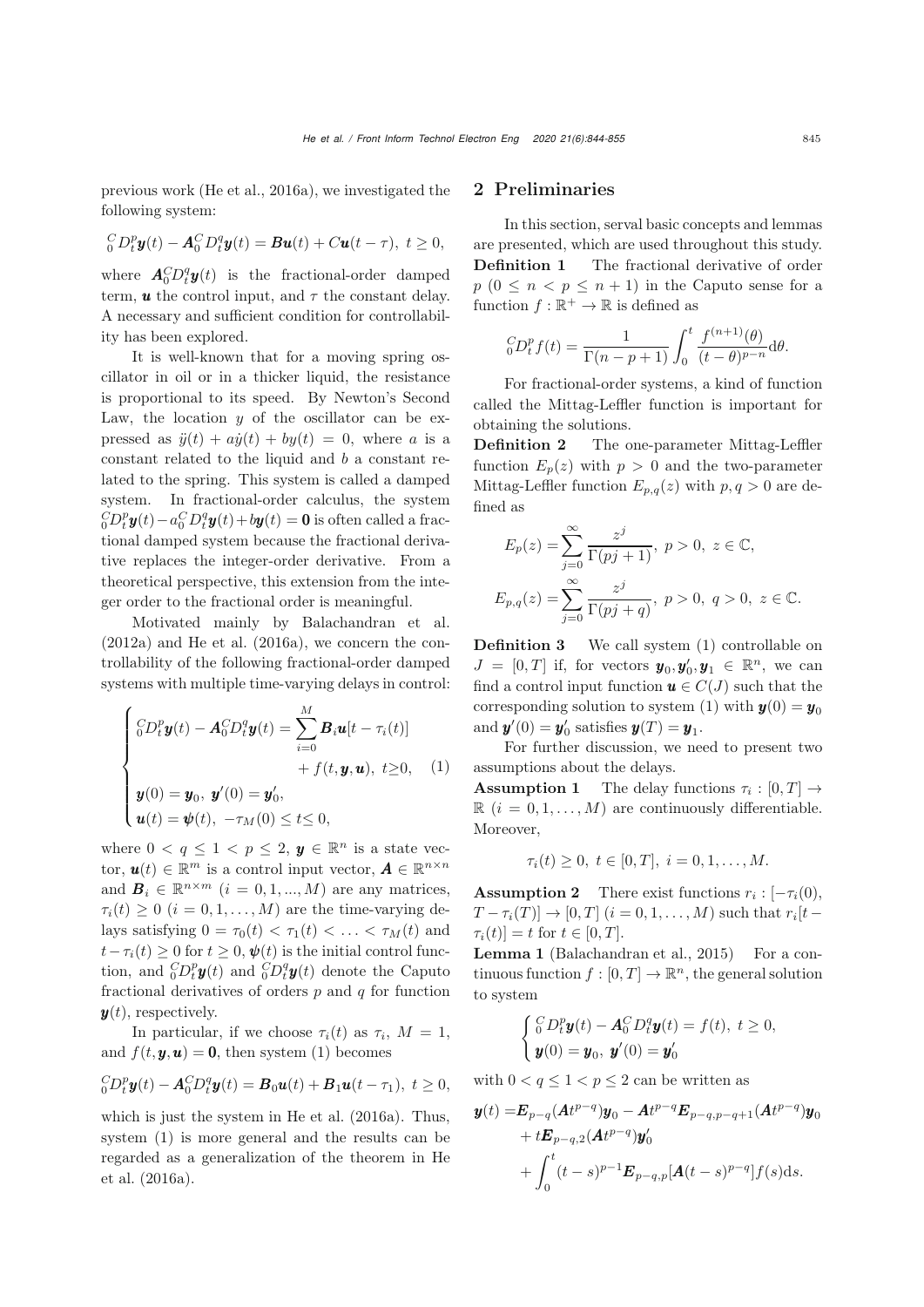previous work (He et al., 2016a), we investigated the following system:

$$ {}_0^C D_t^p \boldsymbol{y}(t) - \boldsymbol{A}_0^C D_t^q \boldsymbol{y}(t) = \boldsymbol{B}\boldsymbol{u}(t) + C\boldsymbol{u}(t-\tau),\ t \geq 0, $$

where $\boldsymbol{A}_0^C D_t^q \boldsymbol{y}(t)$ is the fractional-order damped term, $\boldsymbol{u}$ the control input, and $\tau$ the constant delay. A necessary and sufficient condition for controllability has been explored.

It is well-known that for a moving spring oscillator in oil or in a thicker liquid, the resistance is proportional to its speed. By Newton's Second Law, the location $y$ of the oscillator can be expressed as $\ddot{y}(t) + a\dot{y}(t) + by(t) = 0$, where $a$ is a constant related to the liquid and $b$ a constant related to the spring. This system is called a damped system. In fractional-order calculus, the system ${}_0^C D_t^p \boldsymbol{y}(t) - a_0^C D_t^q \boldsymbol{y}(t) + b\boldsymbol{y}(t) = \boldsymbol{0}$ is often called a fractional damped system because the fractional derivative replaces the integer-order derivative. From a theoretical perspective, this extension from the integer order to the fractional order is meaningful.

Motivated mainly by Balachandran et al. (2012a) and He et al. (2016a), we concern the controllability of the following fractional-order damped systems with multiple time-varying delays in control:

$$ \begin{cases} {}_0^C D_t^p \boldsymbol{y}(t) - \boldsymbol{A}_0^C D_t^q \boldsymbol{y}(t) = \displaystyle\sum_{i=0}^{M} \boldsymbol{B}_i \boldsymbol{u}[t - \tau_i(t)] \\ \qquad\qquad\qquad\qquad + f(t, \boldsymbol{y}, \boldsymbol{u}),\ t \geq 0, \\ \boldsymbol{y}(0) = \boldsymbol{y}_0,\ \boldsymbol{y}'(0) = \boldsymbol{y}_0', \\ \boldsymbol{u}(t) = \boldsymbol{\psi}(t),\ -\tau_M(0) \leq t \leq 0, \end{cases} \quad (1) $$

where $0 < q \leq 1 < p \leq 2$, $\boldsymbol{y} \in \mathbb{R}^n$ is a state vector, $\boldsymbol{u}(t) \in \mathbb{R}^m$ is a control input vector, $\boldsymbol{A} \in \mathbb{R}^{n\times n}$ and $\boldsymbol{B}_i \in \mathbb{R}^{n\times m}$ $(i = 0, 1, ..., M)$ are any matrices, $\tau_i(t) \geq 0$ $(i = 0, 1, \ldots, M)$ are the time-varying delays satisfying $0 = \tau_0(t) < \tau_1(t) < \ldots < \tau_M(t)$ and $t - \tau_i(t) \geq 0$ for $t \geq 0$, $\boldsymbol{\psi}(t)$ is the initial control function, and ${}_0^C D_t^p \boldsymbol{y}(t)$ and ${}_0^C D_t^q \boldsymbol{y}(t)$ denote the Caputo fractional derivatives of orders $p$ and $q$ for function $\boldsymbol{y}(t)$, respectively.

In particular, if we choose $\tau_i(t)$ as $\tau_i$, $M = 1$, and $f(t, \boldsymbol{y}, \boldsymbol{u}) = \boldsymbol{0}$, then system (1) becomes

$$ {}_0^C D_t^p \boldsymbol{y}(t) - \boldsymbol{A}_0^C D_t^q \boldsymbol{y}(t) = \boldsymbol{B}_0 \boldsymbol{u}(t) + \boldsymbol{B}_1 \boldsymbol{u}(t - \tau_1),\ t \geq 0, $$

which is just the system in He et al. (2016a). Thus, system (1) is more general and the results can be regarded as a generalization of the theorem in He et al. (2016a).

## 2 Preliminaries

In this section, serval basic concepts and lemmas are presented, which are used throughout this study.

**Definition 1** The fractional derivative of order $p$ $(0 \leq n < p \leq n+1)$ in the Caputo sense for a function $f: \mathbb{R}^+ \to \mathbb{R}$ is defined as

$$ {}_0^C D_t^p f(t) = \frac{1}{\Gamma(n-p+1)} \int_0^t \frac{f^{(n+1)}(\theta)}{(t-\theta)^{p-n}} \mathrm{d}\theta. $$

For fractional-order systems, a kind of function called the Mittag-Leffler function is important for obtaining the solutions.

**Definition 2** The one-parameter Mittag-Leffler function $E_p(z)$ with $p > 0$ and the two-parameter Mittag-Leffler function $E_{p,q}(z)$ with $p, q > 0$ are defined as

$$ E_p(z) = \sum_{j=0}^{\infty} \frac{z^j}{\Gamma(pj+1)},\ p > 0,\ z \in \mathbb{C}, $$

$$ E_{p,q}(z) = \sum_{j=0}^{\infty} \frac{z^j}{\Gamma(pj+q)},\ p > 0,\ q > 0,\ z \in \mathbb{C}. $$

**Definition 3** We call system (1) controllable on $J = [0, T]$ if, for vectors $\boldsymbol{y}_0, \boldsymbol{y}_0', \boldsymbol{y}_1 \in \mathbb{R}^n$, we can find a control input function $\boldsymbol{u} \in C(J)$ such that the corresponding solution to system (1) with $\boldsymbol{y}(0) = \boldsymbol{y}_0$ and $\boldsymbol{y}'(0) = \boldsymbol{y}_0'$ satisfies $\boldsymbol{y}(T) = \boldsymbol{y}_1$.

For further discussion, we need to present two assumptions about the delays.

**Assumption 1** The delay functions $\tau_i: [0, T] \to \mathbb{R}$ $(i = 0, 1, \ldots, M)$ are continuously differentiable. Moreover,

$$ \tau_i(t) \geq 0,\ t \in [0, T],\ i = 0, 1, \ldots, M. $$

**Assumption 2** There exist functions $r_i: [-\tau_i(0), T - \tau_i(T)] \to [0, T]$ $(i = 0, 1, \ldots, M)$ such that $r_i[t - \tau_i(t)] = t$ for $t \in [0, T]$.

**Lemma 1** (Balachandran et al., 2015) For a continuous function $f: [0, T] \to \mathbb{R}^n$, the general solution to system

$$ \begin{cases} {}_0^C D_t^p \boldsymbol{y}(t) - \boldsymbol{A}_0^C D_t^q \boldsymbol{y}(t) = f(t),\ t \geq 0, \\ \boldsymbol{y}(0) = \boldsymbol{y}_0,\ \boldsymbol{y}'(0) = \boldsymbol{y}_0' \end{cases} $$

with $0 < q \leq 1 < p \leq 2$ can be written as

$$ \begin{aligned} \boldsymbol{y}(t) =& \boldsymbol{E}_{p-q}(\boldsymbol{A}t^{p-q})\boldsymbol{y}_0 - \boldsymbol{A}t^{p-q}\boldsymbol{E}_{p-q,p-q+1}(\boldsymbol{A}t^{p-q})\boldsymbol{y}_0 \\ &+ t\boldsymbol{E}_{p-q,2}(\boldsymbol{A}t^{p-q})\boldsymbol{y}_0' \\ &+ \int_0^t (t-s)^{p-1}\boldsymbol{E}_{p-q,p}[\boldsymbol{A}(t-s)^{p-q}]f(s)\mathrm{d}s. \end{aligned} $$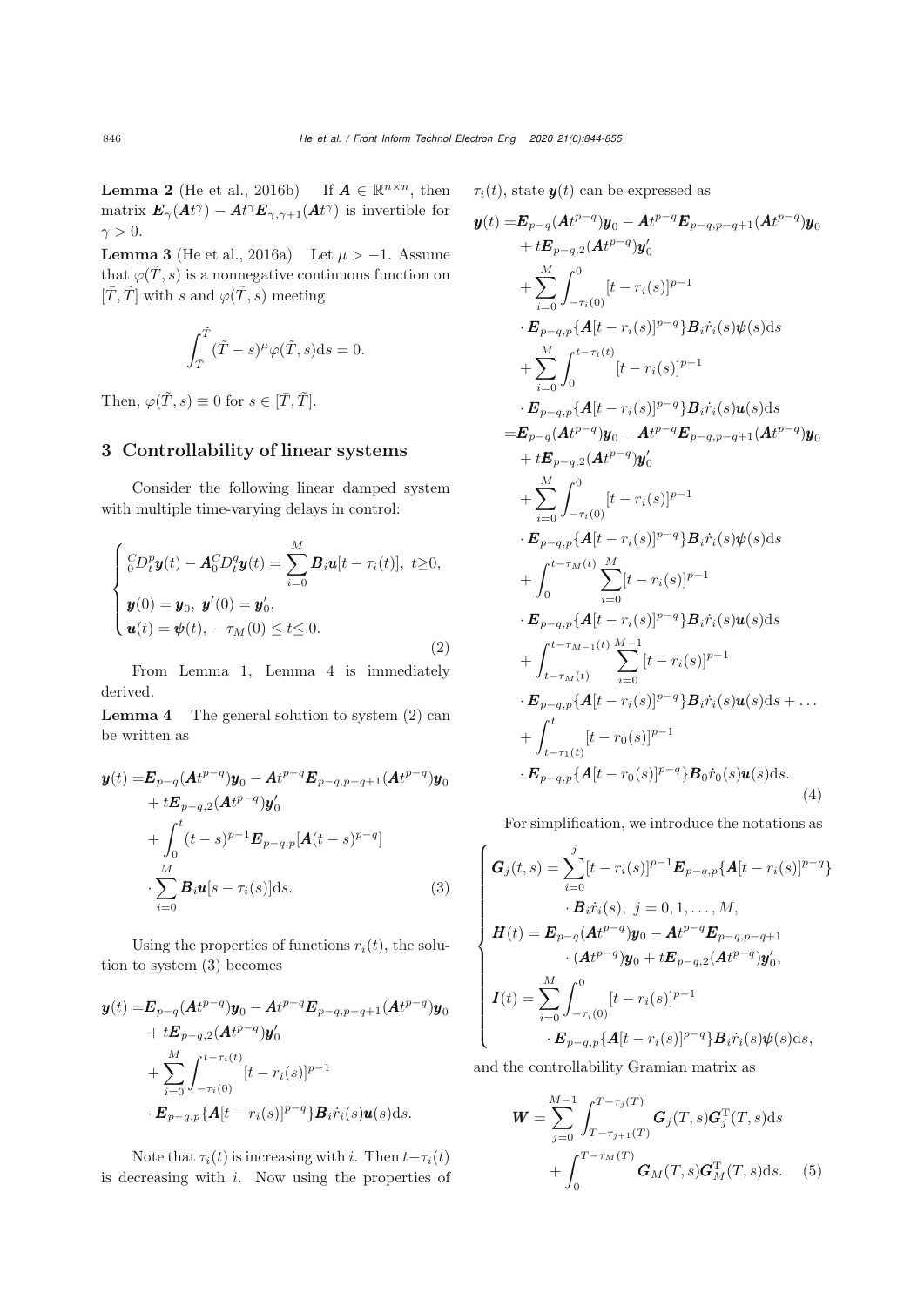**Lemma 2** (He et al., 2016b) If $\boldsymbol{A} \in \mathbb{R}^{n\times n}$, then matrix $\boldsymbol{E}_{\gamma}(\boldsymbol{A}t^{\gamma}) - \boldsymbol{A}t^{\gamma}\boldsymbol{E}_{\gamma,\gamma+1}(\boldsymbol{A}t^{\gamma})$ is invertible for $\gamma > 0$.

**Lemma 3** (He et al., 2016a) Let $\mu > -1$. Assume that $\varphi(\tilde{T}, s)$ is a nonnegative continuous function on $[\bar{T}, \tilde{T}]$ with $s$ and $\varphi(\tilde{T}, s)$ meeting

$$\int_{\bar{T}}^{\tilde{T}} (\tilde{T} - s)^{\mu}\varphi(\tilde{T}, s)\mathrm{d}s = 0.$$

Then, $\varphi(\tilde{T}, s) \equiv 0$ for $s \in [\bar{T}, \tilde{T}]$.

## 3 Controllability of linear systems

Consider the following linear damped system with multiple time-varying delays in control:

$$\begin{cases} {}_0^C D_t^p \boldsymbol{y}(t) - \boldsymbol{A}_0{}^C_0 D_t^q \boldsymbol{y}(t) = \displaystyle\sum_{i=0}^{M} \boldsymbol{B}_i \boldsymbol{u}[t - \tau_i(t)],\ t\geq 0, \\ \boldsymbol{y}(0) = \boldsymbol{y}_0,\ \boldsymbol{y}'(0) = \boldsymbol{y}'_0, \\ \boldsymbol{u}(t) = \boldsymbol{\psi}(t),\ -\tau_M(0) \leq t \leq 0. \end{cases} \tag{2}$$

From Lemma 1, Lemma 4 is immediately derived.

**Lemma 4** The general solution to system (2) can be written as

$$\begin{aligned} \boldsymbol{y}(t) =& \boldsymbol{E}_{p-q}(\boldsymbol{A}t^{p-q})\boldsymbol{y}_0 - \boldsymbol{A}t^{p-q}\boldsymbol{E}_{p-q,p-q+1}(\boldsymbol{A}t^{p-q})\boldsymbol{y}_0 \\ &+ t\boldsymbol{E}_{p-q,2}(\boldsymbol{A}t^{p-q})\boldsymbol{y}'_0 \\ &+ \int_0^t (t-s)^{p-1}\boldsymbol{E}_{p-q,p}[\boldsymbol{A}(t-s)^{p-q}] \\ &\cdot \sum_{i=0}^{M} \boldsymbol{B}_i \boldsymbol{u}[s - \tau_i(s)]\mathrm{d}s. \end{aligned} \tag{3}$$

Using the properties of functions $r_i(t)$, the solution to system (3) becomes

$$\begin{aligned} \boldsymbol{y}(t) =& \boldsymbol{E}_{p-q}(\boldsymbol{A}t^{p-q})\boldsymbol{y}_0 - \boldsymbol{A}t^{p-q}\boldsymbol{E}_{p-q,p-q+1}(\boldsymbol{A}t^{p-q})\boldsymbol{y}_0 \\ &+ t\boldsymbol{E}_{p-q,2}(\boldsymbol{A}t^{p-q})\boldsymbol{y}'_0 \\ &+ \sum_{i=0}^{M}\int_{-\tau_i(0)}^{t-\tau_i(t)} [t - r_i(s)]^{p-1} \\ &\cdot \boldsymbol{E}_{p-q,p}\{\boldsymbol{A}[t-r_i(s)]^{p-q}\}\boldsymbol{B}_i\dot{r}_i(s)\boldsymbol{u}(s)\mathrm{d}s. \end{aligned}$$

Note that $\tau_i(t)$ is increasing with $i$. Then $t - \tau_i(t)$ is decreasing with $i$. Now using the properties of $\tau_i(t)$, state $\boldsymbol{y}(t)$ can be expressed as

$$\begin{aligned} \boldsymbol{y}(t) =& \boldsymbol{E}_{p-q}(\boldsymbol{A}t^{p-q})\boldsymbol{y}_0 - \boldsymbol{A}t^{p-q}\boldsymbol{E}_{p-q,p-q+1}(\boldsymbol{A}t^{p-q})\boldsymbol{y}_0 \\ &+ t\boldsymbol{E}_{p-q,2}(\boldsymbol{A}t^{p-q})\boldsymbol{y}'_0 \\ &+ \sum_{i=0}^{M}\int_{-\tau_i(0)}^{0} [t-r_i(s)]^{p-1} \\ &\cdot \boldsymbol{E}_{p-q,p}\{\boldsymbol{A}[t-r_i(s)]^{p-q}\}\boldsymbol{B}_i\dot{r}_i(s)\boldsymbol{\psi}(s)\mathrm{d}s \\ &+ \sum_{i=0}^{M}\int_{0}^{t-\tau_i(t)} [t-r_i(s)]^{p-1} \\ &\cdot \boldsymbol{E}_{p-q,p}\{\boldsymbol{A}[t-r_i(s)]^{p-q}\}\boldsymbol{B}_i\dot{r}_i(s)\boldsymbol{u}(s)\mathrm{d}s \\ =& \boldsymbol{E}_{p-q}(\boldsymbol{A}t^{p-q})\boldsymbol{y}_0 - \boldsymbol{A}t^{p-q}\boldsymbol{E}_{p-q,p-q+1}(\boldsymbol{A}t^{p-q})\boldsymbol{y}_0 \\ &+ t\boldsymbol{E}_{p-q,2}(\boldsymbol{A}t^{p-q})\boldsymbol{y}'_0 \\ &+ \sum_{i=0}^{M}\int_{-\tau_i(0)}^{0} [t-r_i(s)]^{p-1} \\ &\cdot \boldsymbol{E}_{p-q,p}\{\boldsymbol{A}[t-r_i(s)]^{p-q}\}\boldsymbol{B}_i\dot{r}_i(s)\boldsymbol{\psi}(s)\mathrm{d}s \\ &+ \int_{0}^{t-\tau_M(t)} \sum_{i=0}^{M}[t-r_i(s)]^{p-1} \\ &\cdot \boldsymbol{E}_{p-q,p}\{\boldsymbol{A}[t-r_i(s)]^{p-q}\}\boldsymbol{B}_i\dot{r}_i(s)\boldsymbol{u}(s)\mathrm{d}s \\ &+ \int_{t-\tau_M(t)}^{t-\tau_{M-1}(t)} \sum_{i=0}^{M-1}[t-r_i(s)]^{p-1} \\ &\cdot \boldsymbol{E}_{p-q,p}\{\boldsymbol{A}[t-r_i(s)]^{p-q}\}\boldsymbol{B}_i\dot{r}_i(s)\boldsymbol{u}(s)\mathrm{d}s + \ldots \\ &+ \int_{t-\tau_1(t)}^{t} [t-r_0(s)]^{p-1} \\ &\cdot \boldsymbol{E}_{p-q,p}\{\boldsymbol{A}[t-r_0(s)]^{p-q}\}\boldsymbol{B}_0\dot{r}_0(s)\boldsymbol{u}(s)\mathrm{d}s. \end{aligned} \tag{4}$$

For simplification, we introduce the notations as

$$\begin{cases} \boldsymbol{G}_j(t,s) = \displaystyle\sum_{i=0}^{j}[t-r_i(s)]^{p-1}\boldsymbol{E}_{p-q,p}\{\boldsymbol{A}[t-r_i(s)]^{p-q}\} \\ \qquad\qquad \cdot \boldsymbol{B}_i\dot{r}_i(s),\ j = 0, 1, \ldots, M, \\ \boldsymbol{H}(t) = \boldsymbol{E}_{p-q}(\boldsymbol{A}t^{p-q})\boldsymbol{y}_0 - \boldsymbol{A}t^{p-q}\boldsymbol{E}_{p-q,p-q+1} \\ \qquad\qquad \cdot (\boldsymbol{A}t^{p-q})\boldsymbol{y}_0 + t\boldsymbol{E}_{p-q,2}(\boldsymbol{A}t^{p-q})\boldsymbol{y}'_0, \\ \boldsymbol{I}(t) = \displaystyle\sum_{i=0}^{M}\int_{-\tau_i(0)}^{0}[t-r_i(s)]^{p-1} \\ \qquad\qquad \cdot \boldsymbol{E}_{p-q,p}\{\boldsymbol{A}[t-r_i(s)]^{p-q}\}\boldsymbol{B}_i\dot{r}_i(s)\boldsymbol{\psi}(s)\mathrm{d}s, \end{cases}$$

and the controllability Gramian matrix as

$$\begin{aligned} \boldsymbol{W} =& \sum_{j=0}^{M-1}\int_{T-\tau_{j+1}(T)}^{T-\tau_j(T)} \boldsymbol{G}_j(T,s)\boldsymbol{G}_j^{\mathrm{T}}(T,s)\mathrm{d}s \\ &+ \int_{0}^{T-\tau_M(T)} \boldsymbol{G}_M(T,s)\boldsymbol{G}_M^{\mathrm{T}}(T,s)\mathrm{d}s. \end{aligned} \tag{5}$$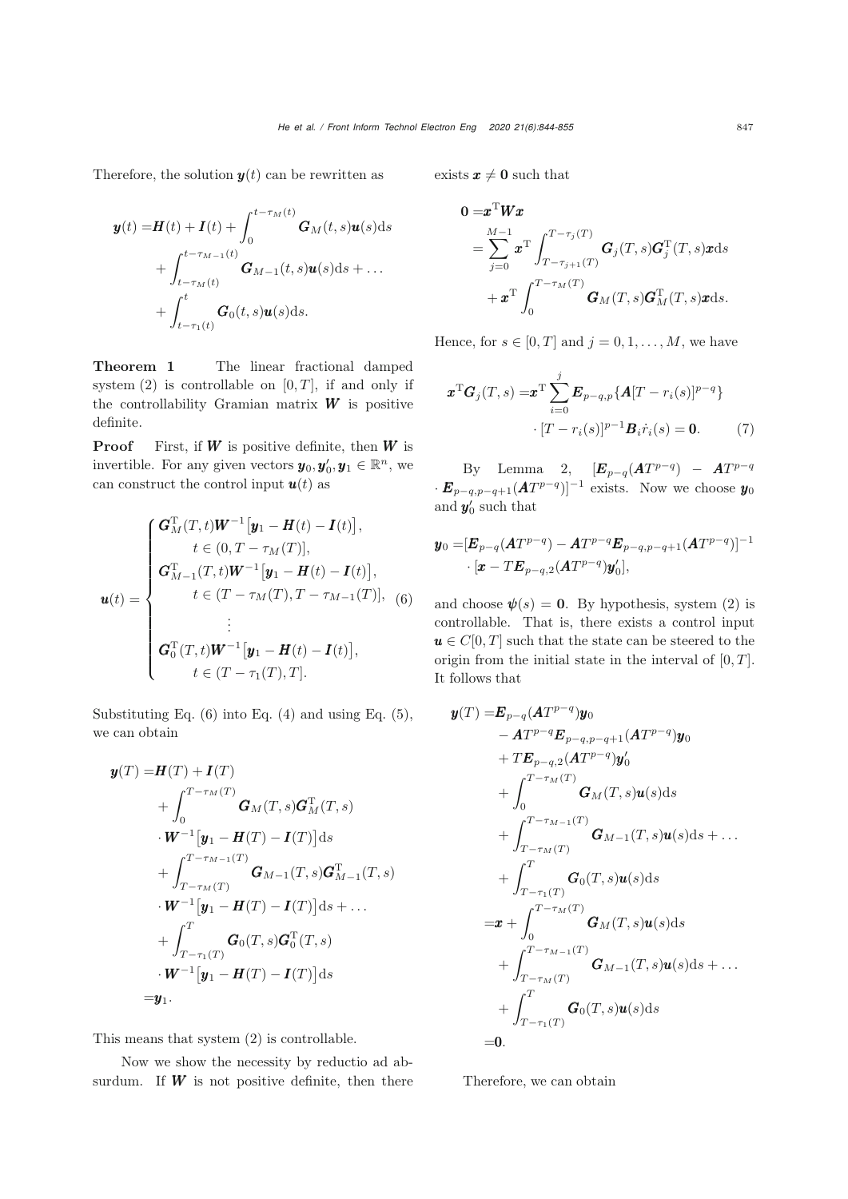Therefore, the solution $\boldsymbol{y}(t)$ can be rewritten as

$$
\begin{aligned}
\boldsymbol{y}(t) =& \boldsymbol{H}(t)+\boldsymbol{I}(t)+\int_0^{t-\tau_M(t)}\boldsymbol{G}_M(t,s)\boldsymbol{u}(s)\mathrm{d}s\\
&+\int_{t-\tau_M(t)}^{t-\tau_{M-1}(t)}\boldsymbol{G}_{M-1}(t,s)\boldsymbol{u}(s)\mathrm{d}s+\ldots\\
&+\int_{t-\tau_1(t)}^{t}\boldsymbol{G}_0(t,s)\boldsymbol{u}(s)\mathrm{d}s.
\end{aligned}
$$

**Theorem 1** The linear fractional damped system (2) is controllable on $[0,T]$, if and only if the controllability Gramian matrix $\boldsymbol{W}$ is positive definite.

**Proof** First, if $\boldsymbol{W}$ is positive definite, then $\boldsymbol{W}$ is invertible. For any given vectors $\boldsymbol{y}_0,\boldsymbol{y}_0',\boldsymbol{y}_1\in\mathbb{R}^n$, we can construct the control input $\boldsymbol{u}(t)$ as

$$
\boldsymbol{u}(t)=\begin{cases}
\boldsymbol{G}_M^{\mathrm{T}}(T,t)\boldsymbol{W}^{-1}\big[\boldsymbol{y}_1-\boldsymbol{H}(t)-\boldsymbol{I}(t)\big],\\
\qquad t\in(0,T-\tau_M(T)],\\
\boldsymbol{G}_{M-1}^{\mathrm{T}}(T,t)\boldsymbol{W}^{-1}\big[\boldsymbol{y}_1-\boldsymbol{H}(t)-\boldsymbol{I}(t)\big],\\
\qquad t\in(T-\tau_M(T),T-\tau_{M-1}(T)],\\
\qquad\vdots\\
\boldsymbol{G}_0^{\mathrm{T}}(T,t)\boldsymbol{W}^{-1}\big[\boldsymbol{y}_1-\boldsymbol{H}(t)-\boldsymbol{I}(t)\big],\\
\qquad t\in(T-\tau_1(T),T].
\end{cases}\tag{6}
$$

Substituting Eq. (6) into Eq. (4) and using Eq. (5), we can obtain

$$
\begin{aligned}
\boldsymbol{y}(T)=&\boldsymbol{H}(T)+\boldsymbol{I}(T)\\
&+\int_0^{T-\tau_M(T)}\boldsymbol{G}_M(T,s)\boldsymbol{G}_M^{\mathrm{T}}(T,s)\\
&\cdot\boldsymbol{W}^{-1}\big[\boldsymbol{y}_1-\boldsymbol{H}(T)-\boldsymbol{I}(T)\big]\mathrm{d}s\\
&+\int_{T-\tau_M(T)}^{T-\tau_{M-1}(T)}\boldsymbol{G}_{M-1}(T,s)\boldsymbol{G}_{M-1}^{\mathrm{T}}(T,s)\\
&\cdot\boldsymbol{W}^{-1}\big[\boldsymbol{y}_1-\boldsymbol{H}(T)-\boldsymbol{I}(T)\big]\mathrm{d}s+\ldots\\
&+\int_{T-\tau_1(T)}^{T}\boldsymbol{G}_0(T,s)\boldsymbol{G}_0^{\mathrm{T}}(T,s)\\
&\cdot\boldsymbol{W}^{-1}\big[\boldsymbol{y}_1-\boldsymbol{H}(T)-\boldsymbol{I}(T)\big]\mathrm{d}s\\
=&\boldsymbol{y}_1.
\end{aligned}
$$

This means that system (2) is controllable.

Now we show the necessity by reductio ad absurdum. If $\boldsymbol{W}$ is not positive definite, then there exists $\boldsymbol{x}\neq\boldsymbol{0}$ such that

$$
\begin{aligned}
\boldsymbol{0}=&\boldsymbol{x}^{\mathrm{T}}\boldsymbol{W}\boldsymbol{x}\\
=&\sum_{j=0}^{M-1}\boldsymbol{x}^{\mathrm{T}}\int_{T-\tau_{j+1}(T)}^{T-\tau_j(T)}\boldsymbol{G}_j(T,s)\boldsymbol{G}_j^{\mathrm{T}}(T,s)\boldsymbol{x}\mathrm{d}s\\
&+\boldsymbol{x}^{\mathrm{T}}\int_0^{T-\tau_M(T)}\boldsymbol{G}_M(T,s)\boldsymbol{G}_M^{\mathrm{T}}(T,s)\boldsymbol{x}\mathrm{d}s.
\end{aligned}
$$

Hence, for $s\in[0,T]$ and $j=0,1,\ldots,M$, we have

$$
\begin{aligned}
\boldsymbol{x}^{\mathrm{T}}\boldsymbol{G}_j(T,s)=&\boldsymbol{x}^{\mathrm{T}}\sum_{i=0}^{j}\boldsymbol{E}_{p-q,p}\{\boldsymbol{A}[T-r_i(s)]^{p-q}\}\\
&\cdot[T-r_i(s)]^{p-1}\boldsymbol{B}_i\dot{r}_i(s)=\boldsymbol{0}.
\end{aligned}\tag{7}
$$

By Lemma 2, $[\boldsymbol{E}_{p-q}(\boldsymbol{A}T^{p-q})-\boldsymbol{A}T^{p-q}\cdot\boldsymbol{E}_{p-q,p-q+1}(\boldsymbol{A}T^{p-q})]^{-1}$ exists. Now we choose $\boldsymbol{y}_0$ and $\boldsymbol{y}_0'$ such that

$$
\begin{aligned}
\boldsymbol{y}_0=&[\boldsymbol{E}_{p-q}(\boldsymbol{A}T^{p-q})-\boldsymbol{A}T^{p-q}\boldsymbol{E}_{p-q,p-q+1}(\boldsymbol{A}T^{p-q})]^{-1}\\
&\cdot[\boldsymbol{x}-T\boldsymbol{E}_{p-q,2}(\boldsymbol{A}T^{p-q})\boldsymbol{y}_0'],
\end{aligned}
$$

and choose $\boldsymbol{\psi}(s)=\boldsymbol{0}$. By hypothesis, system (2) is controllable. That is, there exists a control input $\boldsymbol{u}\in C[0,T]$ such that the state can be steered to the origin from the initial state in the interval of $[0,T]$. It follows that

$$
\begin{aligned}
\boldsymbol{y}(T)=&\boldsymbol{E}_{p-q}(\boldsymbol{A}T^{p-q})\boldsymbol{y}_0\\
&-\boldsymbol{A}T^{p-q}\boldsymbol{E}_{p-q,p-q+1}(\boldsymbol{A}T^{p-q})\boldsymbol{y}_0\\
&+T\boldsymbol{E}_{p-q,2}(\boldsymbol{A}T^{p-q})\boldsymbol{y}_0'\\
&+\int_0^{T-\tau_M(T)}\boldsymbol{G}_M(T,s)\boldsymbol{u}(s)\mathrm{d}s\\
&+\int_{T-\tau_M(T)}^{T-\tau_{M-1}(T)}\boldsymbol{G}_{M-1}(T,s)\boldsymbol{u}(s)\mathrm{d}s+\ldots\\
&+\int_{T-\tau_1(T)}^{T}\boldsymbol{G}_0(T,s)\boldsymbol{u}(s)\mathrm{d}s\\
=&\boldsymbol{x}+\int_0^{T-\tau_M(T)}\boldsymbol{G}_M(T,s)\boldsymbol{u}(s)\mathrm{d}s\\
&+\int_{T-\tau_M(T)}^{T-\tau_{M-1}(T)}\boldsymbol{G}_{M-1}(T,s)\boldsymbol{u}(s)\mathrm{d}s+\ldots\\
&+\int_{T-\tau_1(T)}^{T}\boldsymbol{G}_0(T,s)\boldsymbol{u}(s)\mathrm{d}s\\
=&\boldsymbol{0}.
\end{aligned}
$$

Therefore, we can obtain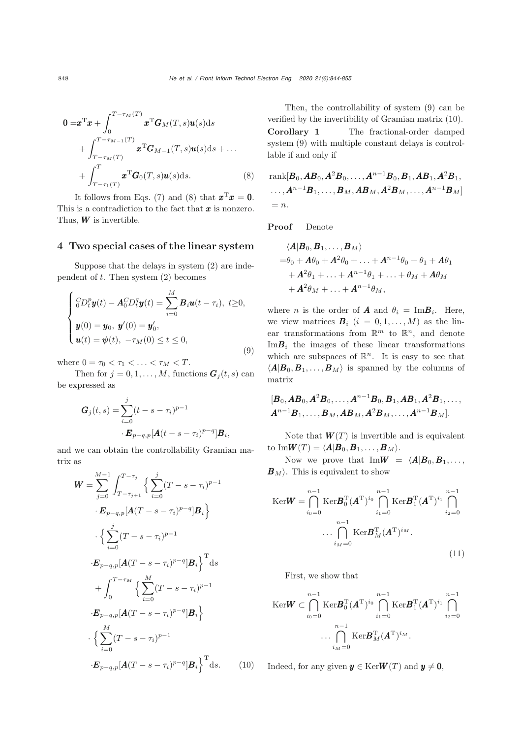$$
\begin{aligned}
\mathbf{0} =& \boldsymbol{x}^{\mathrm{T}}\boldsymbol{x} + \int_0^{T-\tau_M(T)} \boldsymbol{x}^{\mathrm{T}}\boldsymbol{G}_M(T,s)\boldsymbol{u}(s)\mathrm{d}s \\
&+ \int_{T-\tau_M(T)}^{T-\tau_{M-1}(T)} \boldsymbol{x}^{\mathrm{T}}\boldsymbol{G}_{M-1}(T,s)\boldsymbol{u}(s)\mathrm{d}s + \ldots \\
&+ \int_{T-\tau_1(T)}^{T} \boldsymbol{x}^{\mathrm{T}}\boldsymbol{G}_0(T,s)\boldsymbol{u}(s)\mathrm{d}s. \qquad (8)
\end{aligned}
$$

It follows from Eqs. (7) and (8) that $\boldsymbol{x}^{\mathrm{T}}\boldsymbol{x} = \mathbf{0}$. This is a contradiction to the fact that $\boldsymbol{x}$ is nonzero. Thus, $\boldsymbol{W}$ is invertible.

## 4 Two special cases of the linear system

Suppose that the delays in system (2) are independent of $t$. Then system (2) becomes

$$
\begin{cases}
{}_0^C D_t^p \boldsymbol{y}(t) - \boldsymbol{A}{}_0^C D_t^q \boldsymbol{y}(t) = \displaystyle\sum_{i=0}^{M} \boldsymbol{B}_i \boldsymbol{u}(t-\tau_i),\ t \geq 0, \\
\boldsymbol{y}(0) = \boldsymbol{y}_0,\ \boldsymbol{y}'(0) = \boldsymbol{y}'_0, \\
\boldsymbol{u}(t) = \boldsymbol{\psi}(t),\ -\tau_M(0) \leq t \leq 0,
\end{cases} \qquad (9)
$$

where $0 = \tau_0 < \tau_1 < \ldots < \tau_M < T$.

Then for $j = 0, 1, \ldots, M$, functions $\boldsymbol{G}_j(t,s)$ can be expressed as

$$
\boldsymbol{G}_j(t,s) = \sum_{i=0}^{j} (t-s-\tau_i)^{p-1} \cdot \boldsymbol{E}_{p-q,p}[\boldsymbol{A}(t-s-\tau_i)^{p-q}]\boldsymbol{B}_i,
$$

and we can obtain the controllability Gramian matrix as

$$
\begin{aligned}
\boldsymbol{W} =& \sum_{j=0}^{M-1} \int_{T-\tau_{j+1}}^{T-\tau_j} \Big\{ \sum_{i=0}^{j} (T-s-\tau_i)^{p-1} \\
&\cdot \boldsymbol{E}_{p-q,p}[\boldsymbol{A}(T-s-\tau_i)^{p-q}]\boldsymbol{B}_i \Big\} \\
&\cdot \Big\{ \sum_{i=0}^{j} (T-s-\tau_i)^{p-1} \\
&\cdot \boldsymbol{E}_{p-q,p}[\boldsymbol{A}(T-s-\tau_i)^{p-q}]\boldsymbol{B}_i \Big\}^{\mathrm{T}} \mathrm{d}s \\
&+ \int_0^{T-\tau_M} \Big\{ \sum_{i=0}^{M} (T-s-\tau_i)^{p-1} \\
&\cdot \boldsymbol{E}_{p-q,p}[\boldsymbol{A}(T-s-\tau_i)^{p-q}]\boldsymbol{B}_i \Big\} \\
&\cdot \Big\{ \sum_{i=0}^{M} (T-s-\tau_i)^{p-1} \\
&\cdot \boldsymbol{E}_{p-q,p}[\boldsymbol{A}(T-s-\tau_i)^{p-q}]\boldsymbol{B}_i \Big\}^{\mathrm{T}} \mathrm{d}s. \qquad (10)
\end{aligned}
$$

Then, the controllability of system (9) can be verified by the invertibility of Gramian matrix (10).

**Corollary 1** The fractional-order damped system (9) with multiple constant delays is controllable if and only if

$$
\begin{aligned}
&\mathrm{rank}[\boldsymbol{B}_0, \boldsymbol{A}\boldsymbol{B}_0, \boldsymbol{A}^2\boldsymbol{B}_0, \ldots, \boldsymbol{A}^{n-1}\boldsymbol{B}_0, \boldsymbol{B}_1, \boldsymbol{A}\boldsymbol{B}_1, \boldsymbol{A}^2\boldsymbol{B}_1, \\
&\ldots, \boldsymbol{A}^{n-1}\boldsymbol{B}_1, \ldots, \boldsymbol{B}_M, \boldsymbol{A}\boldsymbol{B}_M, \boldsymbol{A}^2\boldsymbol{B}_M, \ldots, \boldsymbol{A}^{n-1}\boldsymbol{B}_M] \\
&= n.
\end{aligned}
$$

**Proof** Denote

$$
\begin{aligned}
&\langle \boldsymbol{A}|\boldsymbol{B}_0, \boldsymbol{B}_1, \ldots, \boldsymbol{B}_M \rangle \\
=& \theta_0 + \boldsymbol{A}\theta_0 + \boldsymbol{A}^2\theta_0 + \ldots + \boldsymbol{A}^{n-1}\theta_0 + \theta_1 + \boldsymbol{A}\theta_1 \\
&+ \boldsymbol{A}^2\theta_1 + \ldots + \boldsymbol{A}^{n-1}\theta_1 + \ldots + \theta_M + \boldsymbol{A}\theta_M \\
&+ \boldsymbol{A}^2\theta_M + \ldots + \boldsymbol{A}^{n-1}\theta_M,
\end{aligned}
$$

where $n$ is the order of $\boldsymbol{A}$ and $\theta_i = \mathrm{Im}\boldsymbol{B}_i$. Here, we view matrices $\boldsymbol{B}_i$ $(i = 0, 1, \ldots, M)$ as the linear transformations from $\mathbb{R}^m$ to $\mathbb{R}^n$, and denote $\mathrm{Im}\boldsymbol{B}_i$ the images of these linear transformations which are subspaces of $\mathbb{R}^n$. It is easy to see that $\langle \boldsymbol{A}|\boldsymbol{B}_0, \boldsymbol{B}_1, \ldots, \boldsymbol{B}_M \rangle$ is spanned by the columns of matrix

$$
\begin{aligned}
&[\boldsymbol{B}_0, \boldsymbol{A}\boldsymbol{B}_0, \boldsymbol{A}^2\boldsymbol{B}_0, \ldots, \boldsymbol{A}^{n-1}\boldsymbol{B}_0, \boldsymbol{B}_1, \boldsymbol{A}\boldsymbol{B}_1, \boldsymbol{A}^2\boldsymbol{B}_1, \ldots, \\
&\boldsymbol{A}^{n-1}\boldsymbol{B}_1, \ldots, \boldsymbol{B}_M, \boldsymbol{A}\boldsymbol{B}_M, \boldsymbol{A}^2\boldsymbol{B}_M, \ldots, \boldsymbol{A}^{n-1}\boldsymbol{B}_M].
\end{aligned}
$$

Note that $\boldsymbol{W}(T)$ is invertible and is equivalent to $\mathrm{Im}\boldsymbol{W}(T) = \langle \boldsymbol{A}|\boldsymbol{B}_0, \boldsymbol{B}_1, \ldots, \boldsymbol{B}_M \rangle$.

Now we prove that $\mathrm{Im}\boldsymbol{W} = \langle \boldsymbol{A}|\boldsymbol{B}_0, \boldsymbol{B}_1, \ldots, \boldsymbol{B}_M \rangle$. This is equivalent to show

$$
\begin{aligned}
\mathrm{Ker}\boldsymbol{W} =& \bigcap_{i_0=0}^{n-1} \mathrm{Ker}\boldsymbol{B}_0^{\mathrm{T}}(\boldsymbol{A}^{\mathrm{T}})^{i_0} \bigcap_{i_1=0}^{n-1} \mathrm{Ker}\boldsymbol{B}_1^{\mathrm{T}}(\boldsymbol{A}^{\mathrm{T}})^{i_1} \bigcap_{i_2=0}^{n-1} \\
&\ldots \bigcap_{i_M=0}^{n-1} \mathrm{Ker}\boldsymbol{B}_M^{\mathrm{T}}(\boldsymbol{A}^{\mathrm{T}})^{i_M}. \qquad (11)
\end{aligned}
$$

First, we show that

$$
\begin{aligned}
\mathrm{Ker}\boldsymbol{W} \subset& \bigcap_{i_0=0}^{n-1} \mathrm{Ker}\boldsymbol{B}_0^{\mathrm{T}}(\boldsymbol{A}^{\mathrm{T}})^{i_0} \bigcap_{i_1=0}^{n-1} \mathrm{Ker}\boldsymbol{B}_1^{\mathrm{T}}(\boldsymbol{A}^{\mathrm{T}})^{i_1} \bigcap_{i_2=0}^{n-1} \\
&\ldots \bigcap_{i_M=0}^{n-1} \mathrm{Ker}\boldsymbol{B}_M^{\mathrm{T}}(\boldsymbol{A}^{\mathrm{T}})^{i_M}.
\end{aligned}
$$

Indeed, for any given $\boldsymbol{y} \in \mathrm{Ker}\boldsymbol{W}(T)$ and $\boldsymbol{y} \neq \mathbf{0}$,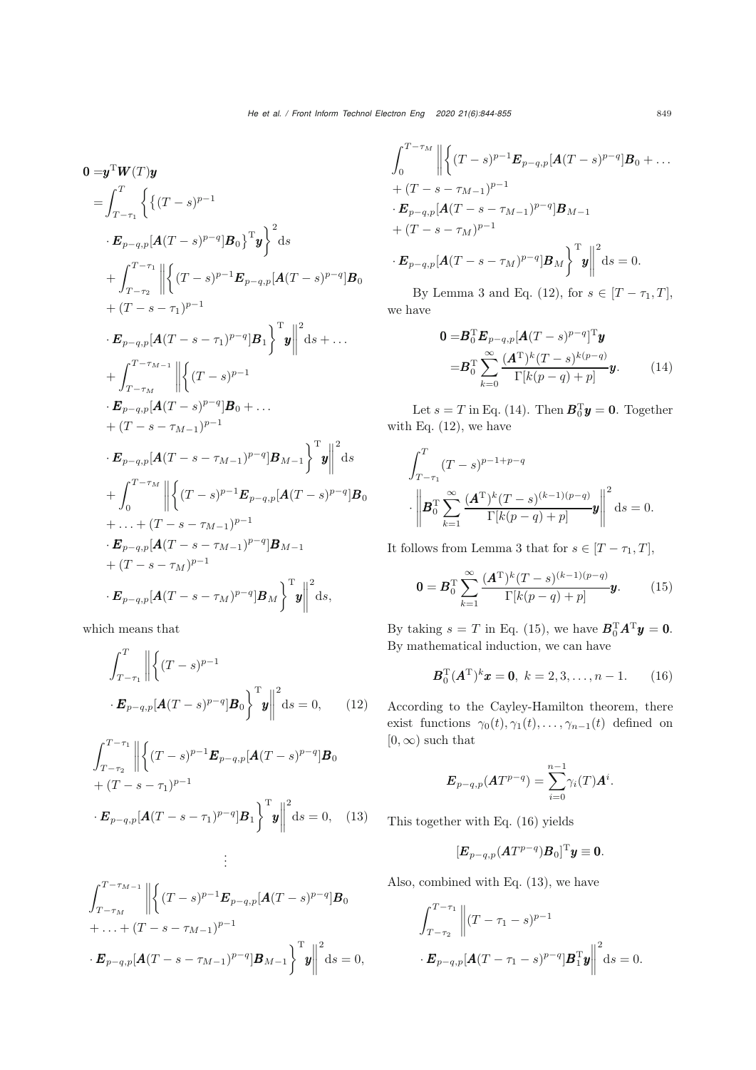$$
\begin{aligned}
\mathbf{0} =& \boldsymbol{y}^{\mathrm{T}}\boldsymbol{W}(T)\boldsymbol{y}\\
=& \int_{T-\tau_1}^{T} \Big\{ \big\{ (T-s)^{p-1} \\
&\cdot \boldsymbol{E}_{p-q,p}[\boldsymbol{A}(T-s)^{p-q}]\boldsymbol{B}_0 \big\}^{\mathrm{T}} \boldsymbol{y} \Big\}^2 \mathrm{d}s \\
&+ \int_{T-\tau_2}^{T-\tau_1} \Bigg\| \Big\{ (T-s)^{p-1}\boldsymbol{E}_{p-q,p}[\boldsymbol{A}(T-s)^{p-q}]\boldsymbol{B}_0 \\
&+ (T-s-\tau_1)^{p-1} \\
&\cdot \boldsymbol{E}_{p-q,p}[\boldsymbol{A}(T-s-\tau_1)^{p-q}]\boldsymbol{B}_1 \Big\}^{\mathrm{T}} \boldsymbol{y} \Bigg\|^2 \mathrm{d}s + \ldots \\
&+ \int_{T-\tau_M}^{T-\tau_{M-1}} \Bigg\| \Big\{ (T-s)^{p-1} \\
&\cdot \boldsymbol{E}_{p-q,p}[\boldsymbol{A}(T-s)^{p-q}]\boldsymbol{B}_0 + \ldots \\
&+ (T-s-\tau_{M-1})^{p-1} \\
&\cdot \boldsymbol{E}_{p-q,p}[\boldsymbol{A}(T-s-\tau_{M-1})^{p-q}]\boldsymbol{B}_{M-1} \Big\}^{\mathrm{T}} \boldsymbol{y} \Bigg\|^2 \mathrm{d}s \\
&+ \int_{0}^{T-\tau_M} \Bigg\| \Big\{ (T-s)^{p-1}\boldsymbol{E}_{p-q,p}[\boldsymbol{A}(T-s)^{p-q}]\boldsymbol{B}_0 \\
&+ \ldots + (T-s-\tau_{M-1})^{p-1} \\
&\cdot \boldsymbol{E}_{p-q,p}[\boldsymbol{A}(T-s-\tau_{M-1})^{p-q}]\boldsymbol{B}_{M-1} \\
&+ (T-s-\tau_M)^{p-1} \\
&\cdot \boldsymbol{E}_{p-q,p}[\boldsymbol{A}(T-s-\tau_M)^{p-q}]\boldsymbol{B}_M \Big\}^{\mathrm{T}} \boldsymbol{y} \Bigg\|^2 \mathrm{d}s,
\end{aligned}
$$

which means that

$$
\int_{T-\tau_1}^{T} \Bigg\| \Big\{ (T-s)^{p-1} \cdot \boldsymbol{E}_{p-q,p}[\boldsymbol{A}(T-s)^{p-q}]\boldsymbol{B}_0 \Big\}^{\mathrm{T}} \boldsymbol{y} \Bigg\|^2 \mathrm{d}s = 0, \tag{12}
$$

$$
\begin{aligned}
\int_{T-\tau_2}^{T-\tau_1} \Bigg\| \Big\{ & (T-s)^{p-1}\boldsymbol{E}_{p-q,p}[\boldsymbol{A}(T-s)^{p-q}]\boldsymbol{B}_0 \\
&+ (T-s-\tau_1)^{p-1} \\
&\cdot \boldsymbol{E}_{p-q,p}[\boldsymbol{A}(T-s-\tau_1)^{p-q}]\boldsymbol{B}_1 \Big\}^{\mathrm{T}} \boldsymbol{y} \Bigg\|^2 \mathrm{d}s = 0,
\end{aligned} \tag{13}
$$

$$\vdots$$

$$
\begin{aligned}
\int_{T-\tau_M}^{T-\tau_{M-1}} \Bigg\| \Big\{ & (T-s)^{p-1}\boldsymbol{E}_{p-q,p}[\boldsymbol{A}(T-s)^{p-q}]\boldsymbol{B}_0 \\
&+ \ldots + (T-s-\tau_{M-1})^{p-1} \\
&\cdot \boldsymbol{E}_{p-q,p}[\boldsymbol{A}(T-s-\tau_{M-1})^{p-q}]\boldsymbol{B}_{M-1} \Big\}^{\mathrm{T}} \boldsymbol{y} \Bigg\|^2 \mathrm{d}s = 0,
\end{aligned}
$$

$$
\begin{aligned}
\int_{0}^{T-\tau_M} \Bigg\| \Big\{ & (T-s)^{p-1}\boldsymbol{E}_{p-q,p}[\boldsymbol{A}(T-s)^{p-q}]\boldsymbol{B}_0 + \ldots \\
&+ (T-s-\tau_{M-1})^{p-1} \\
&\cdot \boldsymbol{E}_{p-q,p}[\boldsymbol{A}(T-s-\tau_{M-1})^{p-q}]\boldsymbol{B}_{M-1} \\
&+ (T-s-\tau_M)^{p-1} \\
&\cdot \boldsymbol{E}_{p-q,p}[\boldsymbol{A}(T-s-\tau_M)^{p-q}]\boldsymbol{B}_M \Big\}^{\mathrm{T}} \boldsymbol{y} \Bigg\|^2 \mathrm{d}s = 0.
\end{aligned}
$$

By Lemma 3 and Eq. (12), for $s \in [T-\tau_1, T]$, we have

$$
\begin{aligned}
\mathbf{0} =& \boldsymbol{B}_0^{\mathrm{T}} \boldsymbol{E}_{p-q,p}[\boldsymbol{A}(T-s)^{p-q}]^{\mathrm{T}} \boldsymbol{y} \\
=& \boldsymbol{B}_0^{\mathrm{T}} \sum_{k=0}^{\infty} \frac{(\boldsymbol{A}^{\mathrm{T}})^k (T-s)^{k(p-q)}}{\Gamma[k(p-q)+p]} \boldsymbol{y}.
\end{aligned} \tag{14}
$$

Let $s=T$ in Eq. (14). Then $\boldsymbol{B}_0^{\mathrm{T}}\boldsymbol{y} = \mathbf{0}$. Together with Eq. (12), we have

$$
\int_{T-\tau_1}^{T} (T-s)^{p-1+p-q} \cdot \Bigg\| \boldsymbol{B}_0^{\mathrm{T}} \sum_{k=1}^{\infty} \frac{(\boldsymbol{A}^{\mathrm{T}})^k (T-s)^{(k-1)(p-q)}}{\Gamma[k(p-q)+p]} \boldsymbol{y} \Bigg\|^2 \mathrm{d}s = 0.
$$

It follows from Lemma 3 that for $s \in [T-\tau_1, T]$,

$$
\mathbf{0} = \boldsymbol{B}_0^{\mathrm{T}} \sum_{k=1}^{\infty} \frac{(\boldsymbol{A}^{\mathrm{T}})^k (T-s)^{(k-1)(p-q)}}{\Gamma[k(p-q)+p]} \boldsymbol{y}. \tag{15}
$$

By taking $s=T$ in Eq. (15), we have $\boldsymbol{B}_0^{\mathrm{T}}\boldsymbol{A}^{\mathrm{T}}\boldsymbol{y} = \mathbf{0}$. By mathematical induction, we can have

$$
\boldsymbol{B}_0^{\mathrm{T}} (\boldsymbol{A}^{\mathrm{T}})^k \boldsymbol{x} = \mathbf{0}, \ k = 2, 3, \ldots, n-1. \tag{16}
$$

According to the Cayley-Hamilton theorem, there exist functions $\gamma_0(t), \gamma_1(t), \ldots, \gamma_{n-1}(t)$ defined on $[0, \infty)$ such that

$$
\boldsymbol{E}_{p-q,p}(\boldsymbol{A}T^{p-q}) = \sum_{i=0}^{n-1} \gamma_i(T) \boldsymbol{A}^i.
$$

This together with Eq. (16) yields

$$
[\boldsymbol{E}_{p-q,p}(\boldsymbol{A}T^{p-q})\boldsymbol{B}_0]^{\mathrm{T}} \boldsymbol{y} \equiv \mathbf{0}.
$$

Also, combined with Eq. (13), we have

$$
\int_{T-\tau_2}^{T-\tau_1} \Bigg\| (T-\tau_1-s)^{p-1} \cdot \boldsymbol{E}_{p-q,p}[\boldsymbol{A}(T-\tau_1-s)^{p-q}]\boldsymbol{B}_1^{\mathrm{T}} \boldsymbol{y} \Bigg\|^2 \mathrm{d}s = 0.
$$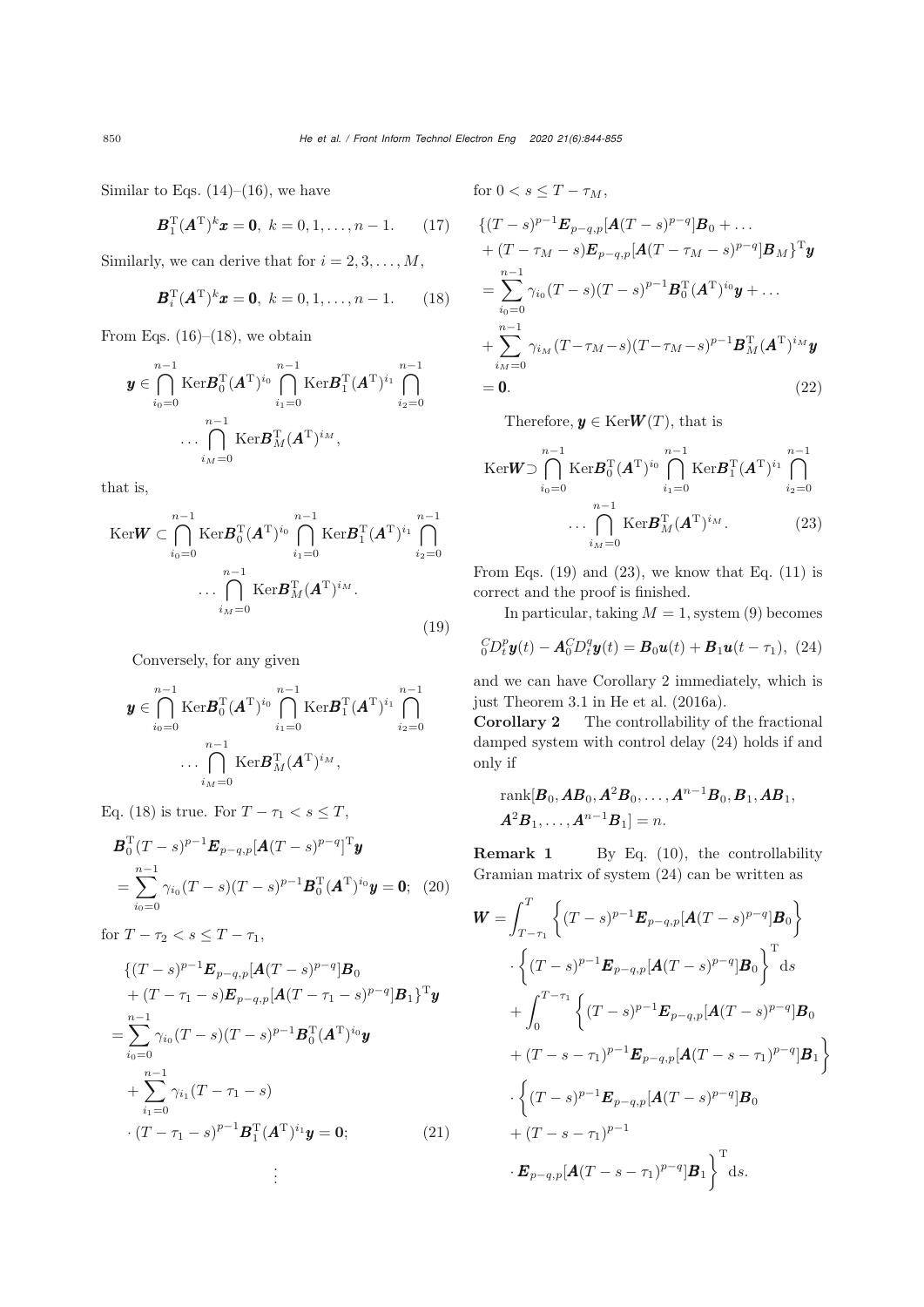Similar to Eqs. (14)–(16), we have

$$\boldsymbol{B}_1^{\mathrm{T}}(\boldsymbol{A}^{\mathrm{T}})^k\boldsymbol{x}=\boldsymbol{0},\ k=0,1,\ldots,n-1. \tag{17}$$

Similarly, we can derive that for $i=2,3,\ldots,M$,

$$\boldsymbol{B}_i^{\mathrm{T}}(\boldsymbol{A}^{\mathrm{T}})^k\boldsymbol{x}=\boldsymbol{0},\ k=0,1,\ldots,n-1. \tag{18}$$

From Eqs. (16)–(18), we obtain

$$\boldsymbol{y}\in\bigcap_{i_0=0}^{n-1}\mathrm{Ker}\boldsymbol{B}_0^{\mathrm{T}}(\boldsymbol{A}^{\mathrm{T}})^{i_0}\bigcap_{i_1=0}^{n-1}\mathrm{Ker}\boldsymbol{B}_1^{\mathrm{T}}(\boldsymbol{A}^{\mathrm{T}})^{i_1}\bigcap_{i_2=0}^{n-1}\cdots\bigcap_{i_M=0}^{n-1}\mathrm{Ker}\boldsymbol{B}_M^{\mathrm{T}}(\boldsymbol{A}^{\mathrm{T}})^{i_M},$$

that is,

$$\mathrm{Ker}\boldsymbol{W}\subset\bigcap_{i_0=0}^{n-1}\mathrm{Ker}\boldsymbol{B}_0^{\mathrm{T}}(\boldsymbol{A}^{\mathrm{T}})^{i_0}\bigcap_{i_1=0}^{n-1}\mathrm{Ker}\boldsymbol{B}_1^{\mathrm{T}}(\boldsymbol{A}^{\mathrm{T}})^{i_1}\bigcap_{i_2=0}^{n-1}\cdots\bigcap_{i_M=0}^{n-1}\mathrm{Ker}\boldsymbol{B}_M^{\mathrm{T}}(\boldsymbol{A}^{\mathrm{T}})^{i_M}. \tag{19}$$

Conversely, for any given

$$\boldsymbol{y}\in\bigcap_{i_0=0}^{n-1}\mathrm{Ker}\boldsymbol{B}_0^{\mathrm{T}}(\boldsymbol{A}^{\mathrm{T}})^{i_0}\bigcap_{i_1=0}^{n-1}\mathrm{Ker}\boldsymbol{B}_1^{\mathrm{T}}(\boldsymbol{A}^{\mathrm{T}})^{i_1}\bigcap_{i_2=0}^{n-1}\cdots\bigcap_{i_M=0}^{n-1}\mathrm{Ker}\boldsymbol{B}_M^{\mathrm{T}}(\boldsymbol{A}^{\mathrm{T}})^{i_M},$$

Eq. (18) is true. For $T-\tau_1<s\le T$,

$$\begin{aligned}&\boldsymbol{B}_0^{\mathrm{T}}(T-s)^{p-1}\boldsymbol{E}_{p-q,p}[\boldsymbol{A}(T-s)^{p-q}]^{\mathrm{T}}\boldsymbol{y}\\&=\sum_{i_0=0}^{n-1}\gamma_{i_0}(T-s)(T-s)^{p-1}\boldsymbol{B}_0^{\mathrm{T}}(\boldsymbol{A}^{\mathrm{T}})^{i_0}\boldsymbol{y}=\boldsymbol{0};\end{aligned} \tag{20}$$

for $T-\tau_2<s\le T-\tau_1$,

$$\begin{aligned}&\{(T-s)^{p-1}\boldsymbol{E}_{p-q,p}[\boldsymbol{A}(T-s)^{p-q}]\boldsymbol{B}_0\\&+(T-\tau_1-s)\boldsymbol{E}_{p-q,p}[\boldsymbol{A}(T-\tau_1-s)^{p-q}]\boldsymbol{B}_1\}^{\mathrm{T}}\boldsymbol{y}\\&=\sum_{i_0=0}^{n-1}\gamma_{i_0}(T-s)(T-s)^{p-1}\boldsymbol{B}_0^{\mathrm{T}}(\boldsymbol{A}^{\mathrm{T}})^{i_0}\boldsymbol{y}\\&+\sum_{i_1=0}^{n-1}\gamma_{i_1}(T-\tau_1-s)\\&\cdot(T-\tau_1-s)^{p-1}\boldsymbol{B}_1^{\mathrm{T}}(\boldsymbol{A}^{\mathrm{T}})^{i_1}\boldsymbol{y}=\boldsymbol{0};\end{aligned} \tag{21}$$

$$\vdots$$

for $0<s\le T-\tau_M$,

$$\begin{aligned}&\{(T-s)^{p-1}\boldsymbol{E}_{p-q,p}[\boldsymbol{A}(T-s)^{p-q}]\boldsymbol{B}_0+\ldots\\&+(T-\tau_M-s)\boldsymbol{E}_{p-q,p}[\boldsymbol{A}(T-\tau_M-s)^{p-q}]\boldsymbol{B}_M\}^{\mathrm{T}}\boldsymbol{y}\\&=\sum_{i_0=0}^{n-1}\gamma_{i_0}(T-s)(T-s)^{p-1}\boldsymbol{B}_0^{\mathrm{T}}(\boldsymbol{A}^{\mathrm{T}})^{i_0}\boldsymbol{y}+\ldots\\&+\sum_{i_M=0}^{n-1}\gamma_{i_M}(T-\tau_M-s)(T-\tau_M-s)^{p-1}\boldsymbol{B}_M^{\mathrm{T}}(\boldsymbol{A}^{\mathrm{T}})^{i_M}\boldsymbol{y}\\&=\boldsymbol{0}.\end{aligned} \tag{22}$$

Therefore, $\boldsymbol{y}\in\mathrm{Ker}\boldsymbol{W}(T)$, that is

$$\mathrm{Ker}\boldsymbol{W}\supset\bigcap_{i_0=0}^{n-1}\mathrm{Ker}\boldsymbol{B}_0^{\mathrm{T}}(\boldsymbol{A}^{\mathrm{T}})^{i_0}\bigcap_{i_1=0}^{n-1}\mathrm{Ker}\boldsymbol{B}_1^{\mathrm{T}}(\boldsymbol{A}^{\mathrm{T}})^{i_1}\bigcap_{i_2=0}^{n-1}\cdots\bigcap_{i_M=0}^{n-1}\mathrm{Ker}\boldsymbol{B}_M^{\mathrm{T}}(\boldsymbol{A}^{\mathrm{T}})^{i_M}. \tag{23}$$

From Eqs. (19) and (23), we know that Eq. (11) is correct and the proof is finished.

In particular, taking $M=1$, system (9) becomes

$${}_0^CD_t^p\boldsymbol{y}(t)-\boldsymbol{A}_0^CD_t^q\boldsymbol{y}(t)=\boldsymbol{B}_0\boldsymbol{u}(t)+\boldsymbol{B}_1\boldsymbol{u}(t-\tau_1), \tag{24}$$

and we can have Corollary 2 immediately, which is just Theorem 3.1 in He et al. (2016a).

**Corollary 2** The controllability of the fractional damped system with control delay (24) holds if and only if

$$\mathrm{rank}[\boldsymbol{B}_0,\boldsymbol{A}\boldsymbol{B}_0,\boldsymbol{A}^2\boldsymbol{B}_0,\ldots,\boldsymbol{A}^{n-1}\boldsymbol{B}_0,\boldsymbol{B}_1,\boldsymbol{A}\boldsymbol{B}_1,\boldsymbol{A}^2\boldsymbol{B}_1,\ldots,\boldsymbol{A}^{n-1}\boldsymbol{B}_1]=n.$$

**Remark 1** By Eq. (10), the controllability Gramian matrix of system (24) can be written as

$$\begin{aligned}\boldsymbol{W}=&\int_{T-\tau_1}^{T}\left\{(T-s)^{p-1}\boldsymbol{E}_{p-q,p}[\boldsymbol{A}(T-s)^{p-q}]\boldsymbol{B}_0\right\}\\&\cdot\left\{(T-s)^{p-1}\boldsymbol{E}_{p-q,p}[\boldsymbol{A}(T-s)^{p-q}]\boldsymbol{B}_0\right\}^{\mathrm{T}}\mathrm{d}s\\&+\int_0^{T-\tau_1}\Big\{(T-s)^{p-1}\boldsymbol{E}_{p-q,p}[\boldsymbol{A}(T-s)^{p-q}]\boldsymbol{B}_0\\&+(T-s-\tau_1)^{p-1}\boldsymbol{E}_{p-q,p}[\boldsymbol{A}(T-s-\tau_1)^{p-q}]\boldsymbol{B}_1\Big\}\\&\cdot\Big\{(T-s)^{p-1}\boldsymbol{E}_{p-q,p}[\boldsymbol{A}(T-s)^{p-q}]\boldsymbol{B}_0\\&+(T-s-\tau_1)^{p-1}\\&\cdot\boldsymbol{E}_{p-q,p}[\boldsymbol{A}(T-s-\tau_1)^{p-q}]\boldsymbol{B}_1\Big\}^{\mathrm{T}}\mathrm{d}s.\end{aligned}$$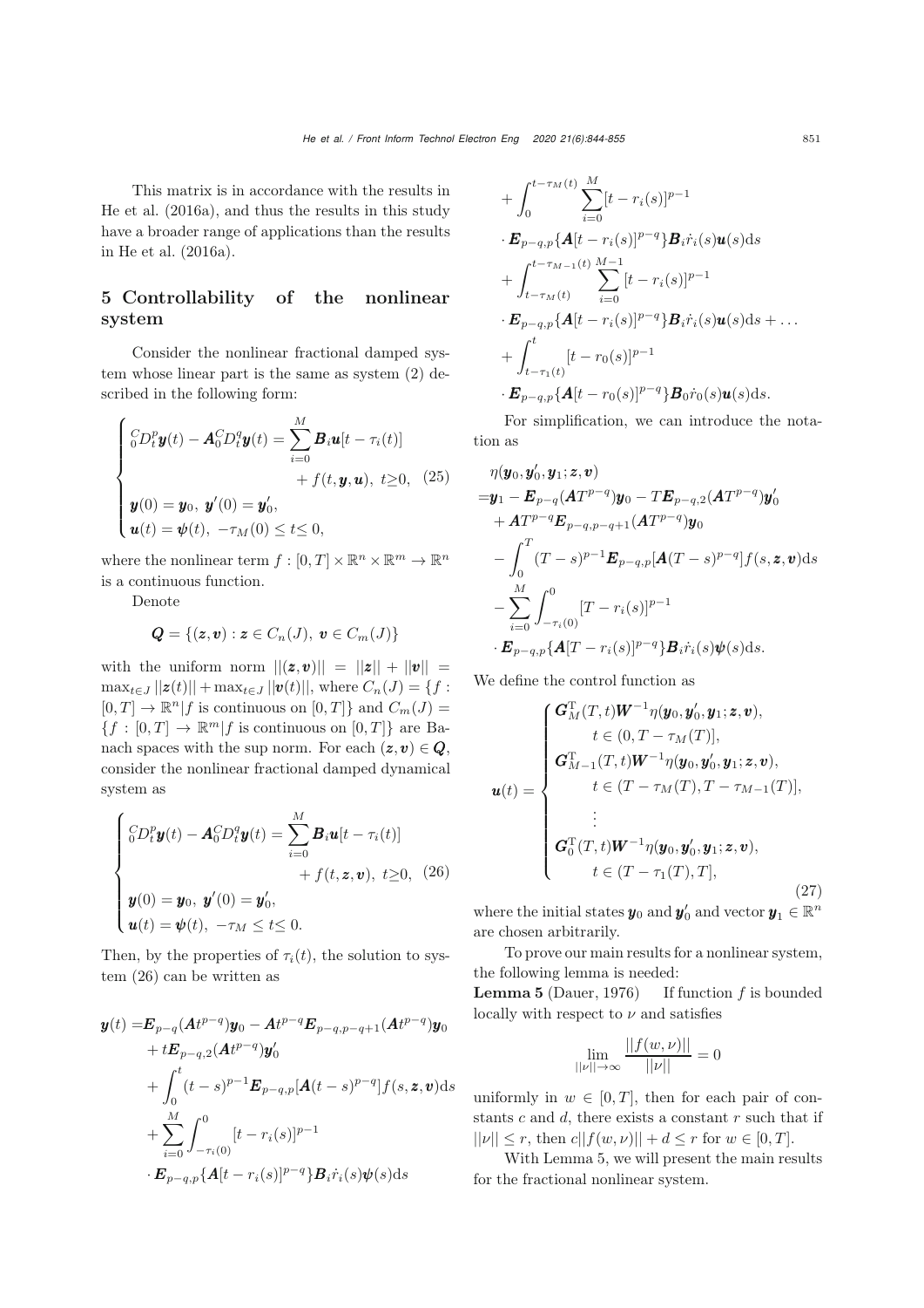This matrix is in accordance with the results in He et al. (2016a), and thus the results in this study have a broader range of applications than the results in He et al. (2016a).

## 5 Controllability of the nonlinear system

Consider the nonlinear fractional damped system whose linear part is the same as system (2) described in the following form:

$$
\begin{cases}
{}_0^C D_t^p \boldsymbol{y}(t) - \boldsymbol{A}_0 {}_0^C D_t^q \boldsymbol{y}(t) = \sum_{i=0}^{M} \boldsymbol{B}_i \boldsymbol{u}[t-\tau_i(t)] \\
\qquad\qquad + f(t, \boldsymbol{y}, \boldsymbol{u}), \ t \geq 0, \\
\boldsymbol{y}(0) = \boldsymbol{y}_0, \ \boldsymbol{y}'(0) = \boldsymbol{y}_0', \\
\boldsymbol{u}(t) = \boldsymbol{\psi}(t), \ -\tau_M(0) \leq t \leq 0,
\end{cases}
\tag{25}
$$

where the nonlinear term $f: [0, T] \times \mathbb{R}^n \times \mathbb{R}^m \to \mathbb{R}^n$ is a continuous function.

Denote

$$
\boldsymbol{Q} = \{(\boldsymbol{z}, \boldsymbol{v}) : \boldsymbol{z} \in C_n(J), \ \boldsymbol{v} \in C_m(J)\}
$$

with the uniform norm $||(\boldsymbol{z}, \boldsymbol{v})|| = ||\boldsymbol{z}|| + ||\boldsymbol{v}|| = \max_{t \in J} ||\boldsymbol{z}(t)|| + \max_{t \in J} ||\boldsymbol{v}(t)||$, where $C_n(J) = \{f : [0, T] \to \mathbb{R}^n | f \text{ is continuous on } [0, T]\}$ and $C_m(J) = \{f : [0, T] \to \mathbb{R}^m | f \text{ is continuous on } [0, T]\}$ are Banach spaces with the sup norm. For each $(\boldsymbol{z}, \boldsymbol{v}) \in \boldsymbol{Q}$, consider the nonlinear fractional damped dynamical system as

$$
\begin{cases}
{}_0^C D_t^p \boldsymbol{y}(t) - \boldsymbol{A}_0 {}_0^C D_t^q \boldsymbol{y}(t) = \sum_{i=0}^{M} \boldsymbol{B}_i \boldsymbol{u}[t-\tau_i(t)] \\
\qquad\qquad + f(t, \boldsymbol{z}, \boldsymbol{v}), \ t \geq 0, \\
\boldsymbol{y}(0) = \boldsymbol{y}_0, \ \boldsymbol{y}'(0) = \boldsymbol{y}_0', \\
\boldsymbol{u}(t) = \boldsymbol{\psi}(t), \ -\tau_M \leq t \leq 0.
\end{cases}
\tag{26}
$$

Then, by the properties of $\tau_i(t)$, the solution to system (26) can be written as

$$
\begin{aligned}
\boldsymbol{y}(t) =& \boldsymbol{E}_{p-q}(\boldsymbol{A}t^{p-q})\boldsymbol{y}_0 - \boldsymbol{A}t^{p-q}\boldsymbol{E}_{p-q,p-q+1}(\boldsymbol{A}t^{p-q})\boldsymbol{y}_0 \\
&+ t\boldsymbol{E}_{p-q,2}(\boldsymbol{A}t^{p-q})\boldsymbol{y}_0' \\
&+ \int_0^t (t-s)^{p-1}\boldsymbol{E}_{p-q,p}[\boldsymbol{A}(t-s)^{p-q}]f(s, \boldsymbol{z}, \boldsymbol{v})\mathrm{d}s \\
&+ \sum_{i=0}^{M} \int_{-\tau_i(0)}^{0} [t - r_i(s)]^{p-1} \\
&\cdot \boldsymbol{E}_{p-q,p}\{\boldsymbol{A}[t-r_i(s)]^{p-q}\}\boldsymbol{B}_i \dot{r}_i(s)\boldsymbol{\psi}(s)\mathrm{d}s \\
&+ \int_0^{t-\tau_M(t)} \sum_{i=0}^{M} [t - r_i(s)]^{p-1} \\
&\cdot \boldsymbol{E}_{p-q,p}\{\boldsymbol{A}[t-r_i(s)]^{p-q}\}\boldsymbol{B}_i \dot{r}_i(s)\boldsymbol{u}(s)\mathrm{d}s \\
&+ \int_{t-\tau_M(t)}^{t-\tau_{M-1}(t)} \sum_{i=0}^{M-1} [t - r_i(s)]^{p-1} \\
&\cdot \boldsymbol{E}_{p-q,p}\{\boldsymbol{A}[t-r_i(s)]^{p-q}\}\boldsymbol{B}_i \dot{r}_i(s)\boldsymbol{u}(s)\mathrm{d}s + \ldots \\
&+ \int_{t-\tau_1(t)}^{t} [t - r_0(s)]^{p-1} \\
&\cdot \boldsymbol{E}_{p-q,p}\{\boldsymbol{A}[t-r_0(s)]^{p-q}\}\boldsymbol{B}_0 \dot{r}_0(s)\boldsymbol{u}(s)\mathrm{d}s.
\end{aligned}
$$

For simplification, we can introduce the notation as

$$
\begin{aligned}
&\eta(\boldsymbol{y}_0, \boldsymbol{y}_0', \boldsymbol{y}_1; \boldsymbol{z}, \boldsymbol{v}) \\
=& \boldsymbol{y}_1 - \boldsymbol{E}_{p-q}(\boldsymbol{A}T^{p-q})\boldsymbol{y}_0 - T\boldsymbol{E}_{p-q,2}(\boldsymbol{A}T^{p-q})\boldsymbol{y}_0' \\
&+ \boldsymbol{A}T^{p-q}\boldsymbol{E}_{p-q,p-q+1}(\boldsymbol{A}T^{p-q})\boldsymbol{y}_0 \\
&- \int_0^T (T-s)^{p-1}\boldsymbol{E}_{p-q,p}[\boldsymbol{A}(T-s)^{p-q}]f(s, \boldsymbol{z}, \boldsymbol{v})\mathrm{d}s \\
&- \sum_{i=0}^{M} \int_{-\tau_i(0)}^{0} [T - r_i(s)]^{p-1} \\
&\cdot \boldsymbol{E}_{p-q,p}\{\boldsymbol{A}[T-r_i(s)]^{p-q}\}\boldsymbol{B}_i \dot{r}_i(s)\boldsymbol{\psi}(s)\mathrm{d}s.
\end{aligned}
$$

We define the control function as

$$
\boldsymbol{u}(t) =
\begin{cases}
\boldsymbol{G}_M^{\mathrm{T}}(T, t)\boldsymbol{W}^{-1}\eta(\boldsymbol{y}_0, \boldsymbol{y}_0', \boldsymbol{y}_1; \boldsymbol{z}, \boldsymbol{v}), \\
\qquad t \in (0, T - \tau_M(T)], \\
\boldsymbol{G}_{M-1}^{\mathrm{T}}(T, t)\boldsymbol{W}^{-1}\eta(\boldsymbol{y}_0, \boldsymbol{y}_0', \boldsymbol{y}_1; \boldsymbol{z}, \boldsymbol{v}), \\
\qquad t \in (T - \tau_M(T), T - \tau_{M-1}(T)], \\
\qquad \vdots \\
\boldsymbol{G}_0^{\mathrm{T}}(T, t)\boldsymbol{W}^{-1}\eta(\boldsymbol{y}_0, \boldsymbol{y}_0', \boldsymbol{y}_1; \boldsymbol{z}, \boldsymbol{v}), \\
\qquad t \in (T - \tau_1(T), T],
\end{cases}
\tag{27}
$$

where the initial states $\boldsymbol{y}_0$ and $\boldsymbol{y}_0'$ and vector $\boldsymbol{y}_1 \in \mathbb{R}^n$ are chosen arbitrarily.

To prove our main results for a nonlinear system, the following lemma is needed:

**Lemma 5** (Dauer, 1976) If function $f$ is bounded locally with respect to $\nu$ and satisfies

$$
\lim_{||\nu|| \to \infty} \frac{||f(w, \nu)||}{||\nu||} = 0
$$

uniformly in $w \in [0, T]$, then for each pair of constants $c$ and $d$, there exists a constant $r$ such that if $||\nu|| \leq r$, then $c||f(w, \nu)|| + d \leq r$ for $w \in [0, T]$.

With Lemma 5, we will present the main results for the fractional nonlinear system.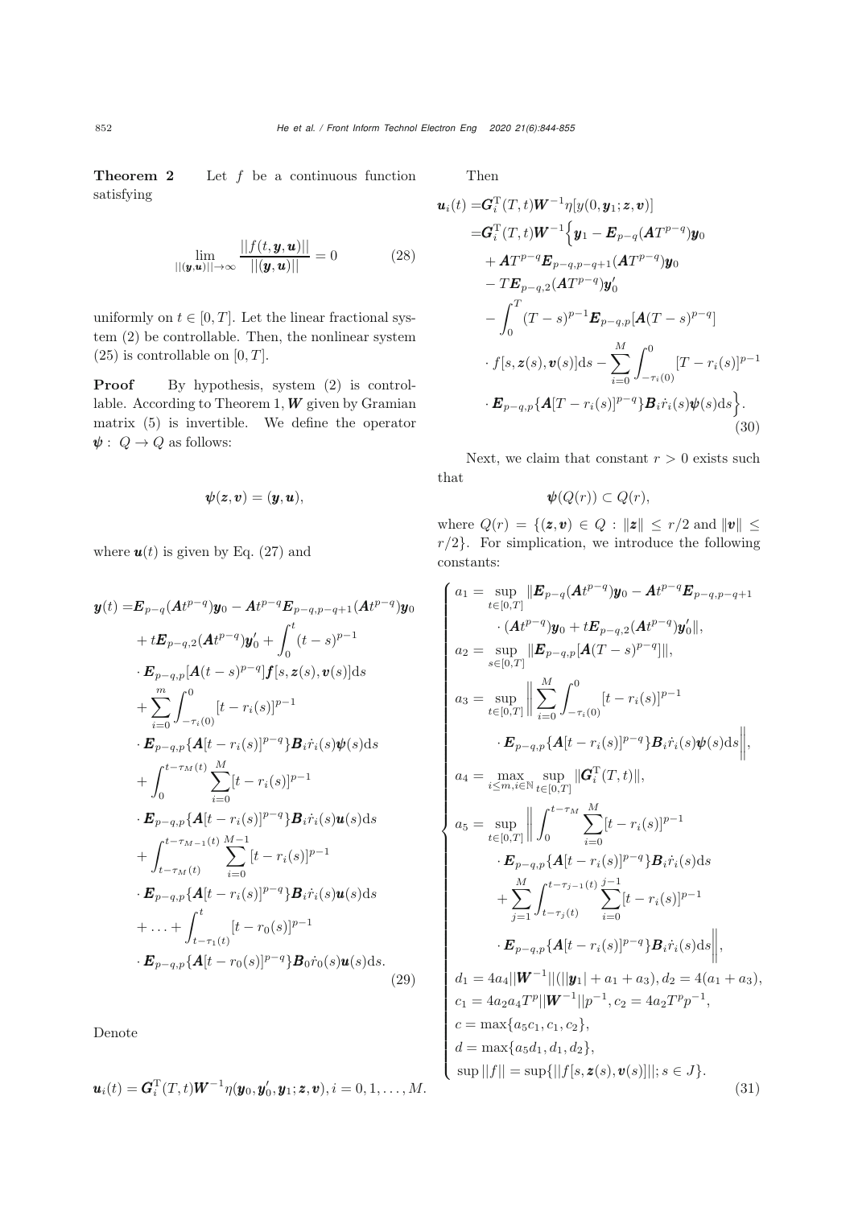**Theorem 2** Let $f$ be a continuous function satisfying

$$\lim_{||(\boldsymbol{y},\boldsymbol{u})||\to\infty} \frac{||f(t,\boldsymbol{y},\boldsymbol{u})||}{||(\boldsymbol{y},\boldsymbol{u})||}=0 \tag{28}$$

uniformly on $t\in[0,T]$. Let the linear fractional system (2) be controllable. Then, the nonlinear system (25) is controllable on $[0,T]$.

**Proof** By hypothesis, system (2) is controllable. According to Theorem 1, $\boldsymbol{W}$ given by Gramian matrix (5) is invertible. We define the operator $\boldsymbol{\psi}:\ Q\to Q$ as follows:

$$\boldsymbol{\psi}(\boldsymbol{z},\boldsymbol{v})=(\boldsymbol{y},\boldsymbol{u}),$$

where $\boldsymbol{u}(t)$ is given by Eq. (27) and

$$\begin{aligned}
\boldsymbol{y}(t)=&\boldsymbol{E}_{p-q}(\boldsymbol{A}t^{p-q})\boldsymbol{y}_0-\boldsymbol{A}t^{p-q}\boldsymbol{E}_{p-q,p-q+1}(\boldsymbol{A}t^{p-q})\boldsymbol{y}_0\\
&+t\boldsymbol{E}_{p-q,2}(\boldsymbol{A}t^{p-q})\boldsymbol{y}_0'+\int_0^t(t-s)^{p-1}\\
&\cdot\boldsymbol{E}_{p-q,p}[\boldsymbol{A}(t-s)^{p-q}]\boldsymbol{f}[s,\boldsymbol{z}(s),\boldsymbol{v}(s)]\mathrm{d}s\\
&+\sum_{i=0}^{m}\int_{-\tau_i(0)}^{0}[t-r_i(s)]^{p-1}\\
&\cdot\boldsymbol{E}_{p-q,p}\{\boldsymbol{A}[t-r_i(s)]^{p-q}\}\boldsymbol{B}_i\dot{r}_i(s)\boldsymbol{\psi}(s)\mathrm{d}s\\
&+\int_0^{t-\tau_M(t)}\sum_{i=0}^{M}[t-r_i(s)]^{p-1}\\
&\cdot\boldsymbol{E}_{p-q,p}\{\boldsymbol{A}[t-r_i(s)]^{p-q}\}\boldsymbol{B}_i\dot{r}_i(s)\boldsymbol{u}(s)\mathrm{d}s\\
&+\int_{t-\tau_M(t)}^{t-\tau_{M-1}(t)}\sum_{i=0}^{M-1}[t-r_i(s)]^{p-1}\\
&\cdot\boldsymbol{E}_{p-q,p}\{\boldsymbol{A}[t-r_i(s)]^{p-q}\}\boldsymbol{B}_i\dot{r}_i(s)\boldsymbol{u}(s)\mathrm{d}s\\
&+\ldots+\int_{t-\tau_1(t)}^{t}[t-r_0(s)]^{p-1}\\
&\cdot\boldsymbol{E}_{p-q,p}\{\boldsymbol{A}[t-r_0(s)]^{p-q}\}\boldsymbol{B}_0\dot{r}_0(s)\boldsymbol{u}(s)\mathrm{d}s.
\end{aligned}\tag{29}$$

Denote

$$\boldsymbol{u}_i(t)=\boldsymbol{G}_i^{\mathrm{T}}(T,t)\boldsymbol{W}^{-1}\eta(\boldsymbol{y}_0,\boldsymbol{y}_0',\boldsymbol{y}_1;\boldsymbol{z},\boldsymbol{v}),i=0,1,\ldots,M.$$

Then

$$\begin{aligned}
\boldsymbol{u}_i(t)=&\boldsymbol{G}_i^{\mathrm{T}}(T,t)\boldsymbol{W}^{-1}\eta[y(0,\boldsymbol{y}_1;\boldsymbol{z},\boldsymbol{v})]\\
=&\boldsymbol{G}_i^{\mathrm{T}}(T,t)\boldsymbol{W}^{-1}\Big\{\boldsymbol{y}_1-\boldsymbol{E}_{p-q}(\boldsymbol{A}T^{p-q})\boldsymbol{y}_0\\
&+\boldsymbol{A}T^{p-q}\boldsymbol{E}_{p-q,p-q+1}(\boldsymbol{A}T^{p-q})\boldsymbol{y}_0\\
&-T\boldsymbol{E}_{p-q,2}(\boldsymbol{A}T^{p-q})\boldsymbol{y}_0'\\
&-\int_0^T(T-s)^{p-1}\boldsymbol{E}_{p-q,p}[\boldsymbol{A}(T-s)^{p-q}]\\
&\cdot f[s,\boldsymbol{z}(s),\boldsymbol{v}(s)]\mathrm{d}s-\sum_{i=0}^{M}\int_{-\tau_i(0)}^{0}[T-r_i(s)]^{p-1}\\
&\cdot\boldsymbol{E}_{p-q,p}\{\boldsymbol{A}[T-r_i(s)]^{p-q}\}\boldsymbol{B}_i\dot{r}_i(s)\boldsymbol{\psi}(s)\mathrm{d}s\Big\}.
\end{aligned}\tag{30}$$

Next, we claim that constant $r>0$ exists such that

$$\boldsymbol{\psi}(Q(r))\subset Q(r),$$

where $Q(r)=\{(\boldsymbol{z},\boldsymbol{v})\in Q:\|\boldsymbol{z}\|\le r/2$ and $\|\boldsymbol{v}\|\le r/2\}$. For simplication, we introduce the following constants:

$$\left\{\begin{aligned}
&a_1=\sup_{t\in[0,T]}\|\boldsymbol{E}_{p-q}(\boldsymbol{A}t^{p-q})\boldsymbol{y}_0-\boldsymbol{A}t^{p-q}\boldsymbol{E}_{p-q,p-q+1}\\
&\qquad\cdot(\boldsymbol{A}t^{p-q})\boldsymbol{y}_0+t\boldsymbol{E}_{p-q,2}(\boldsymbol{A}t^{p-q})\boldsymbol{y}_0'\|,\\
&a_2=\sup_{s\in[0,T]}\|\boldsymbol{E}_{p-q,p}[\boldsymbol{A}(T-s)^{p-q}]\|,\\
&a_3=\sup_{t\in[0,T]}\left\|\sum_{i=0}^{M}\int_{-\tau_i(0)}^{0}[t-r_i(s)]^{p-1}\right.\\
&\qquad\left.\cdot\boldsymbol{E}_{p-q,p}\{\boldsymbol{A}[t-r_i(s)]^{p-q}\}\boldsymbol{B}_i\dot{r}_i(s)\boldsymbol{\psi}(s)\mathrm{d}s\right\|,\\
&a_4=\max_{i\le m,i\in\mathbb{N}}\sup_{t\in[0,T]}\|\boldsymbol{G}_i^{\mathrm{T}}(T,t)\|,\\
&a_5=\sup_{t\in[0,T]}\left\|\int_0^{t-\tau_M}\sum_{i=0}^{M}[t-r_i(s)]^{p-1}\right.\\
&\qquad\cdot\boldsymbol{E}_{p-q,p}\{\boldsymbol{A}[t-r_i(s)]^{p-q}\}\boldsymbol{B}_i\dot{r}_i(s)\mathrm{d}s\\
&\qquad+\sum_{j=1}^{M}\int_{t-\tau_j(t)}^{t-\tau_{j-1}(t)}\sum_{i=0}^{j-1}[t-r_i(s)]^{p-1}\\
&\qquad\left.\cdot\boldsymbol{E}_{p-q,p}\{\boldsymbol{A}[t-r_i(s)]^{p-q}\}\boldsymbol{B}_i\dot{r}_i(s)\mathrm{d}s\right\|,\\
&d_1=4a_4||\boldsymbol{W}^{-1}||(||\boldsymbol{y}_1|+a_1+a_3),d_2=4(a_1+a_3),\\
&c_1=4a_2a_4T^p||\boldsymbol{W}^{-1}||p^{-1},c_2=4a_2T^pp^{-1},\\
&c=\max\{a_5c_1,c_1,c_2\},\\
&d=\max\{a_5d_1,d_1,d_2\},\\
&\sup||f||=\sup\{||f[s,\boldsymbol{z}(s),\boldsymbol{v}(s)]||;s\in J\}.
\end{aligned}\right.\tag{31}$$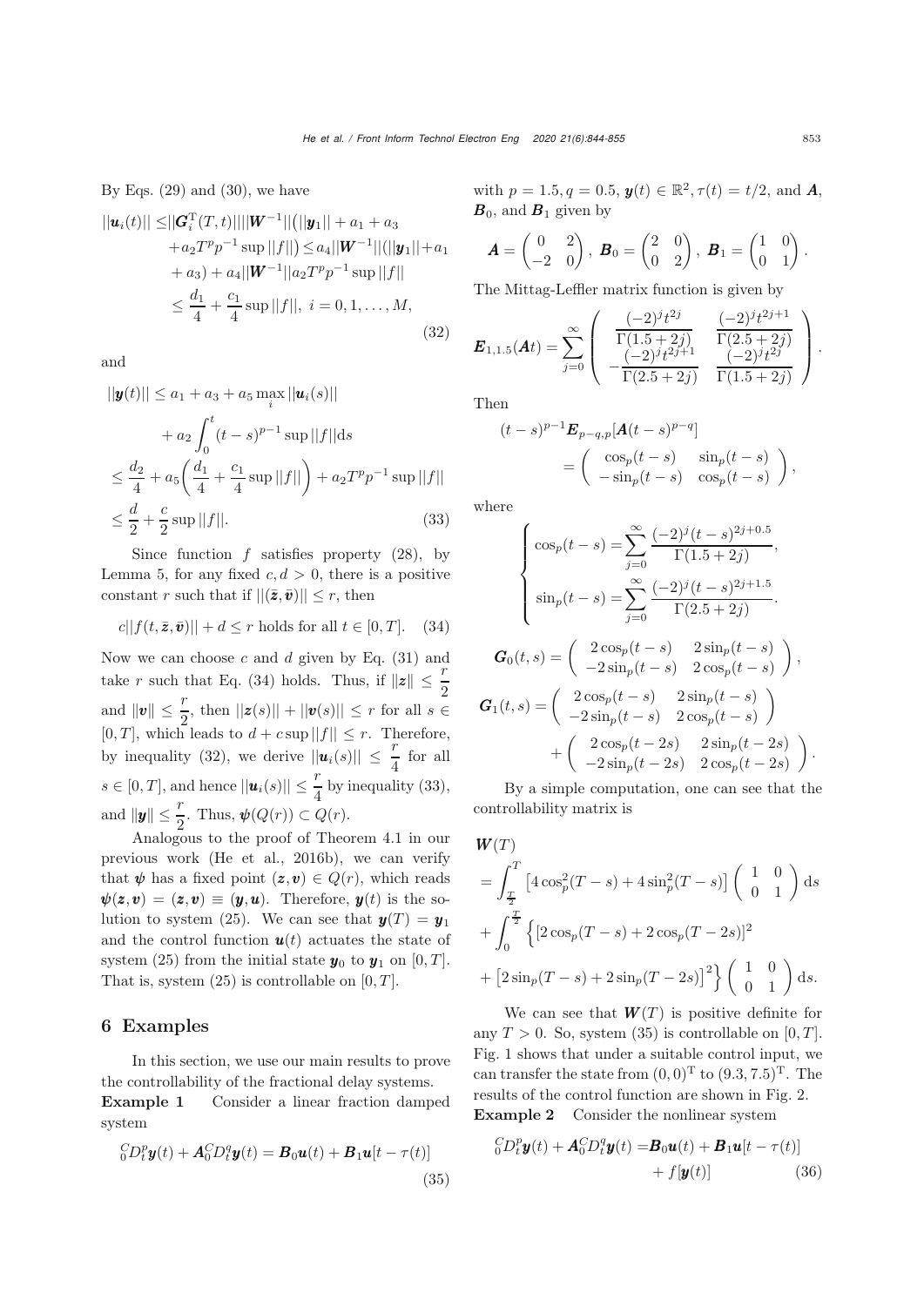By Eqs. (29) and (30), we have

$$
\begin{aligned}
||\boldsymbol{u}_i(t)|| \leq & ||\boldsymbol{G}_i^{\mathrm{T}}(T,t)||||\boldsymbol{W}^{-1}||\big(||\boldsymbol{y}_1|| + a_1 + a_3 \\
& + a_2 T^p p^{-1} \sup ||f||\big) \leq a_4 ||\boldsymbol{W}^{-1}||(||\boldsymbol{y}_1|| + a_1 \\
& + a_3) + a_4 ||\boldsymbol{W}^{-1}|| a_2 T^p p^{-1} \sup ||f|| \\
\leq & \frac{d_1}{4} + \frac{c_1}{4} \sup ||f||, \ i = 0, 1, \ldots, M,
\end{aligned} \tag{32}
$$

and

$$
\begin{aligned}
||\boldsymbol{y}(t)|| \leq & a_1 + a_3 + a_5 \max_i ||\boldsymbol{u}_i(s)|| \\
& + a_2 \int_0^t (t-s)^{p-1} \sup ||f|| \mathrm{d}s \\
\leq & \frac{d_2}{4} + a_5 \left( \frac{d_1}{4} + \frac{c_1}{4} \sup ||f|| \right) + a_2 T^p p^{-1} \sup ||f|| \\
\leq & \frac{d}{2} + \frac{c}{2} \sup ||f||.
\end{aligned} \tag{33}
$$

Since function $f$ satisfies property (28), by Lemma 5, for any fixed $c, d > 0$, there is a positive constant $r$ such that if $||(\bar{\boldsymbol{z}}, \bar{\boldsymbol{v}})|| \leq r$, then

$$
c||f(t, \bar{\boldsymbol{z}}, \bar{\boldsymbol{v}})|| + d \leq r \text{ holds for all } t \in [0, T]. \tag{34}
$$

Now we can choose $c$ and $d$ given by Eq. (31) and take $r$ such that Eq. (34) holds. Thus, if $\|\boldsymbol{z}\| \leq \frac{r}{2}$ and $\|\boldsymbol{v}\| \leq \frac{r}{2}$, then $||\boldsymbol{z}(s)|| + ||\boldsymbol{v}(s)|| \leq r$ for all $s \in [0, T]$, which leads to $d + c \sup ||f|| \leq r$. Therefore, by inequality (32), we derive $||\boldsymbol{u}_i(s)|| \leq \frac{r}{4}$ for all $s \in [0, T]$, and hence $||\boldsymbol{u}_i(s)|| \leq \frac{r}{4}$ by inequality (33), and $\|\boldsymbol{y}\| \leq \frac{r}{2}$. Thus, $\boldsymbol{\psi}(Q(r)) \subset Q(r)$.

Analogous to the proof of Theorem 4.1 in our previous work (He et al., 2016b), we can verify that $\boldsymbol{\psi}$ has a fixed point $(\boldsymbol{z}, \boldsymbol{v}) \in Q(r)$, which reads $\boldsymbol{\psi}(\boldsymbol{z}, \boldsymbol{v}) = (\boldsymbol{z}, \boldsymbol{v}) \equiv (\boldsymbol{y}, \boldsymbol{u})$. Therefore, $\boldsymbol{y}(t)$ is the solution to system (25). We can see that $\boldsymbol{y}(T) = \boldsymbol{y}_1$ and the control function $\boldsymbol{u}(t)$ actuates the state of system (25) from the initial state $\boldsymbol{y}_0$ to $\boldsymbol{y}_1$ on $[0, T]$. That is, system (25) is controllable on $[0, T]$.

## 6 Examples

In this section, we use our main results to prove the controllability of the fractional delay systems.

**Example 1** Consider a linear fraction damped system

$$
{}_0^C D_t^p \boldsymbol{y}(t) + \boldsymbol{A}_0^C D_t^q \boldsymbol{y}(t) = \boldsymbol{B}_0 \boldsymbol{u}(t) + \boldsymbol{B}_1 \boldsymbol{u}[t - \tau(t)] \tag{35}
$$

with $p = 1.5, q = 0.5$, $\boldsymbol{y}(t) \in \mathbb{R}^2$, $\tau(t) = t/2$, and $\boldsymbol{A}$, $\boldsymbol{B}_0$, and $\boldsymbol{B}_1$ given by

$$
\boldsymbol{A} = \begin{pmatrix} 0 & 2 \\ -2 & 0 \end{pmatrix}, \ \boldsymbol{B}_0 = \begin{pmatrix} 2 & 0 \\ 0 & 2 \end{pmatrix}, \ \boldsymbol{B}_1 = \begin{pmatrix} 1 & 0 \\ 0 & 1 \end{pmatrix}.
$$

The Mittag-Leffler matrix function is given by

$$
\boldsymbol{E}_{1,1.5}(\boldsymbol{A}t) = \sum_{j=0}^{\infty} \begin{pmatrix} \dfrac{(-2)^j t^{2j}}{\Gamma(1.5+2j)} & \dfrac{(-2)^j t^{2j+1}}{\Gamma(2.5+2j)} \\ -\dfrac{(-2)^j t^{2j+1}}{\Gamma(2.5+2j)} & \dfrac{(-2)^j t^{2j}}{\Gamma(1.5+2j)} \end{pmatrix}.
$$

Then

$$
\begin{aligned}
(t-s)^{p-1} & \boldsymbol{E}_{p-q,p}[\boldsymbol{A}(t-s)^{p-q}] \\
& = \begin{pmatrix} \cos_p(t-s) & \sin_p(t-s) \\ -\sin_p(t-s) & \cos_p(t-s) \end{pmatrix},
\end{aligned}
$$

where

$$
\begin{cases}
\cos_p(t-s) = \displaystyle\sum_{j=0}^{\infty} \frac{(-2)^j (t-s)^{2j+0.5}}{\Gamma(1.5+2j)}, \\
\sin_p(t-s) = \displaystyle\sum_{j=0}^{\infty} \frac{(-2)^j (t-s)^{2j+1.5}}{\Gamma(2.5+2j)}.
\end{cases}
$$

$$
\boldsymbol{G}_0(t,s) = \begin{pmatrix} 2\cos_p(t-s) & 2\sin_p(t-s) \\ -2\sin_p(t-s) & 2\cos_p(t-s) \end{pmatrix},
$$

$$
\begin{aligned}
\boldsymbol{G}_1(t,s) = & \begin{pmatrix} 2\cos_p(t-s) & 2\sin_p(t-s) \\ -2\sin_p(t-s) & 2\cos_p(t-s) \end{pmatrix} \\
& + \begin{pmatrix} 2\cos_p(t-2s) & 2\sin_p(t-2s) \\ -2\sin_p(t-2s) & 2\cos_p(t-2s) \end{pmatrix}.
\end{aligned}
$$

By a simple computation, one can see that the controllability matrix is

$$
\begin{aligned}
& \boldsymbol{W}(T) \\
& = \int_{\frac{T}{2}}^{T} \left[4\cos_p^2(T-s) + 4\sin_p^2(T-s)\right] \begin{pmatrix} 1 & 0 \\ 0 & 1 \end{pmatrix} \mathrm{d}s \\
& + \int_0^{\frac{T}{2}} \Big\{ \left[2\cos_p(T-s) + 2\cos_p(T-2s)\right]^2 \\
& + \left[2\sin_p(T-s) + 2\sin_p(T-2s)\right]^2 \Big\} \begin{pmatrix} 1 & 0 \\ 0 & 1 \end{pmatrix} \mathrm{d}s.
\end{aligned}
$$

We can see that $\boldsymbol{W}(T)$ is positive definite for any $T > 0$. So, system (35) is controllable on $[0, T]$. Fig. 1 shows that under a suitable control input, we can transfer the state from $(0, 0)^{\mathrm{T}}$ to $(9.3, 7.5)^{\mathrm{T}}$. The results of the control function are shown in Fig. 2.

**Example 2** Consider the nonlinear system

$$
{}_0^C D_t^p \boldsymbol{y}(t) + \boldsymbol{A}_0^C D_t^q \boldsymbol{y}(t) = \boldsymbol{B}_0 \boldsymbol{u}(t) + \boldsymbol{B}_1 \boldsymbol{u}[t - \tau(t)] + f[\boldsymbol{y}(t)] \tag{36}
$$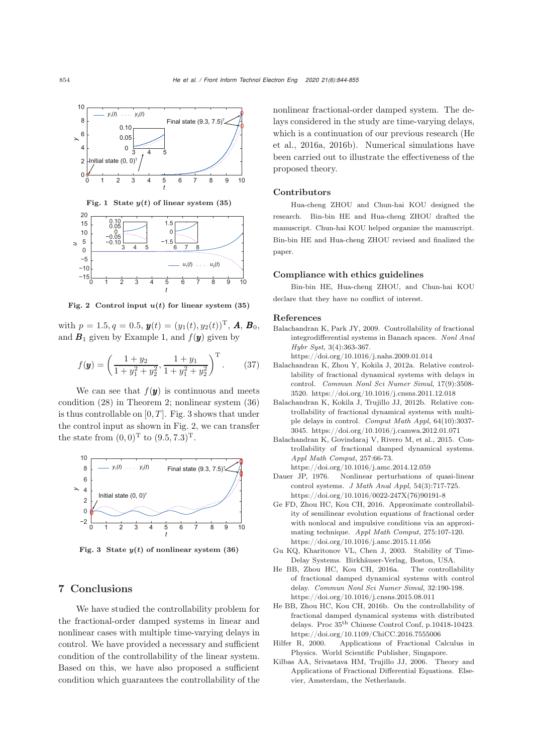Fig. 1 State $\boldsymbol{y}(t)$ of linear system (35)

Fig. 2 Control input $\boldsymbol{u}(t)$ for linear system (35)

with $p = 1.5, q = 0.5$, $\boldsymbol{y}(t) = (y_1(t), y_2(t))^{\mathrm{T}}$, $\boldsymbol{A}$, $\boldsymbol{B}_0$, and $\boldsymbol{B}_1$ given by Example 1, and $f(\boldsymbol{y})$ given by

$$f(\boldsymbol{y}) = \left( \frac{1+y_2}{1+y_1^2+y_2^2}, \frac{1+y_1}{1+y_1^2+y_2^2} \right)^{\mathrm{T}}. \tag{37}$$

We can see that $f(\boldsymbol{y})$ is continuous and meets condition (28) in Theorem 2; nonlinear system (36) is thus controllable on $[0, T]$. Fig. 3 shows that under the control input as shown in Fig. 2, we can transfer the state from $(0,0)^{\mathrm{T}}$ to $(9.5, 7.3)^{\mathrm{T}}$.

Fig. 3 State $\boldsymbol{y}(t)$ of nonlinear system (36)

## 7 Conclusions

We have studied the controllability problem for the fractional-order damped systems in linear and nonlinear cases with multiple time-varying delays in control. We have provided a necessary and sufficient condition of the controllability of the linear system. Based on this, we have also proposed a sufficient condition which guarantees the controllability of the nonlinear fractional-order damped system. The delays considered in the study are time-varying delays, which is a continuation of our previous research (He et al., 2016a, 2016b). Numerical simulations have been carried out to illustrate the effectiveness of the proposed theory.

### Contributors

Hua-cheng ZHOU and Chun-hai KOU designed the research. Bin-bin HE and Hua-cheng ZHOU drafted the manuscript. Chun-hai KOU helped organize the manuscript. Bin-bin HE and Hua-cheng ZHOU revised and finalized the paper.

### Compliance with ethics guidelines

Bin-bin HE, Hua-cheng ZHOU, and Chun-hai KOU declare that they have no conflict of interest.

### References

Balachandran K, Park JY, 2009. Controllability of fractional integrodifferential systems in Banach spaces. *Nonl Anal Hybr Syst*, 3(4):363-367. https://doi.org/10.1016/j.nahs.2009.01.014

Balachandran K, Zhou Y, Kokila J, 2012a. Relative controllability of fractional dynamical systems with delays in control. *Commun Nonl Sci Numer Simul*, 17(9):3508-3520. https://doi.org/10.1016/j.cnsns.2011.12.018

Balachandran K, Kokila J, Trujillo JJ, 2012b. Relative controllability of fractional dynamical systems with multiple delays in control. *Comput Math Appl*, 64(10):3037-3045. https://doi.org/10.1016/j.camwa.2012.01.071

Balachandran K, Govindaraj V, Rivero M, et al., 2015. Controllability of fractional damped dynamical systems. *Appl Math Comput*, 257:66-73. https://doi.org/10.1016/j.amc.2014.12.059

Dauer JP, 1976. Nonlinear perturbations of quasi-linear control systems. *J Math Anal Appl*, 54(3):717-725. https://doi.org/10.1016/0022-247X(76)90191-8

Ge FD, Zhou HC, Kou CH, 2016. Approximate controllability of semilinear evolution equations of fractional order with nonlocal and impulsive conditions via an approximating technique. *Appl Math Comput*, 275:107-120. https://doi.org/10.1016/j.amc.2015.11.056

Gu KQ, Kharitonov VL, Chen J, 2003. Stability of Time-Delay Systems. Birkhäuser-Verlag, Boston, USA.

He BB, Zhou HC, Kou CH, 2016a. The controllability of fractional damped dynamical systems with control delay. *Commun Nonl Sci Numer Simul*, 32:190-198. https://doi.org/10.1016/j.cnsns.2015.08.011

He BB, Zhou HC, Kou CH, 2016b. On the controllability of fractional damped dynamical systems with distributed delays. Proc 35th Chinese Control Conf, p.10418-10423. https://doi.org/10.1109/ChiCC.2016.7555006

Hilfer R, 2000. Applications of Fractional Calculus in Physics. World Scientific Publisher, Singapore.

Kilbas AA, Srivastava HM, Trujillo JJ, 2006. Theory and Applications of Fractional Differential Equations. Elsevier, Amsterdam, the Netherlands.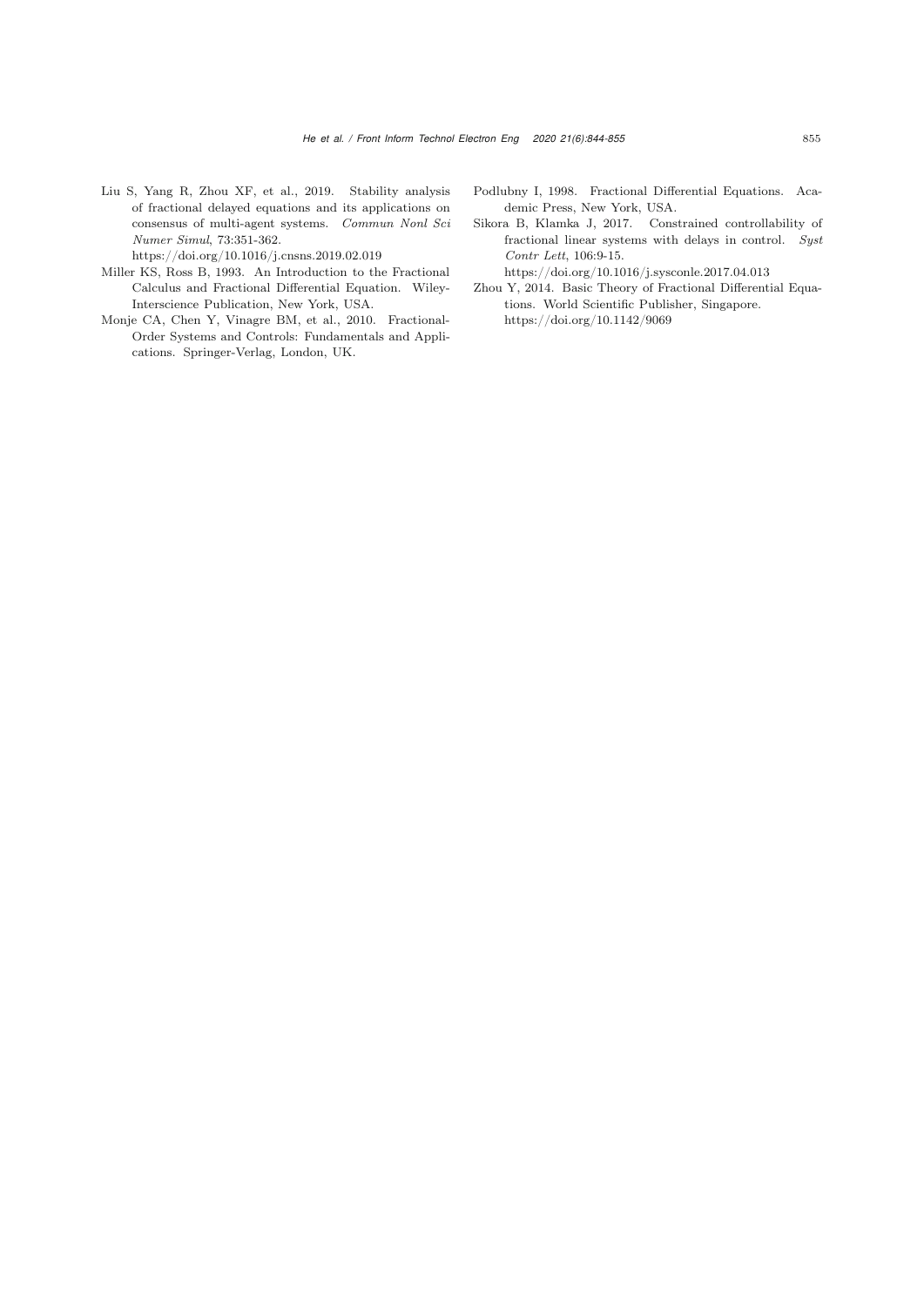Liu S, Yang R, Zhou XF, et al., 2019. Stability analysis of fractional delayed equations and its applications on consensus of multi-agent systems. *Commun Nonl Sci Numer Simul*, 73:351-362. https://doi.org/10.1016/j.cnsns.2019.02.019

Miller KS, Ross B, 1993. An Introduction to the Fractional Calculus and Fractional Differential Equation. Wiley-Interscience Publication, New York, USA.

Monje CA, Chen Y, Vinagre BM, et al., 2010. Fractional-Order Systems and Controls: Fundamentals and Applications. Springer-Verlag, London, UK.

Podlubny I, 1998. Fractional Differential Equations. Academic Press, New York, USA.

Sikora B, Klamka J, 2017. Constrained controllability of fractional linear systems with delays in control. *Syst Contr Lett*, 106:9-15. https://doi.org/10.1016/j.sysconle.2017.04.013

Zhou Y, 2014. Basic Theory of Fractional Differential Equations. World Scientific Publisher, Singapore. https://doi.org/10.1142/9069